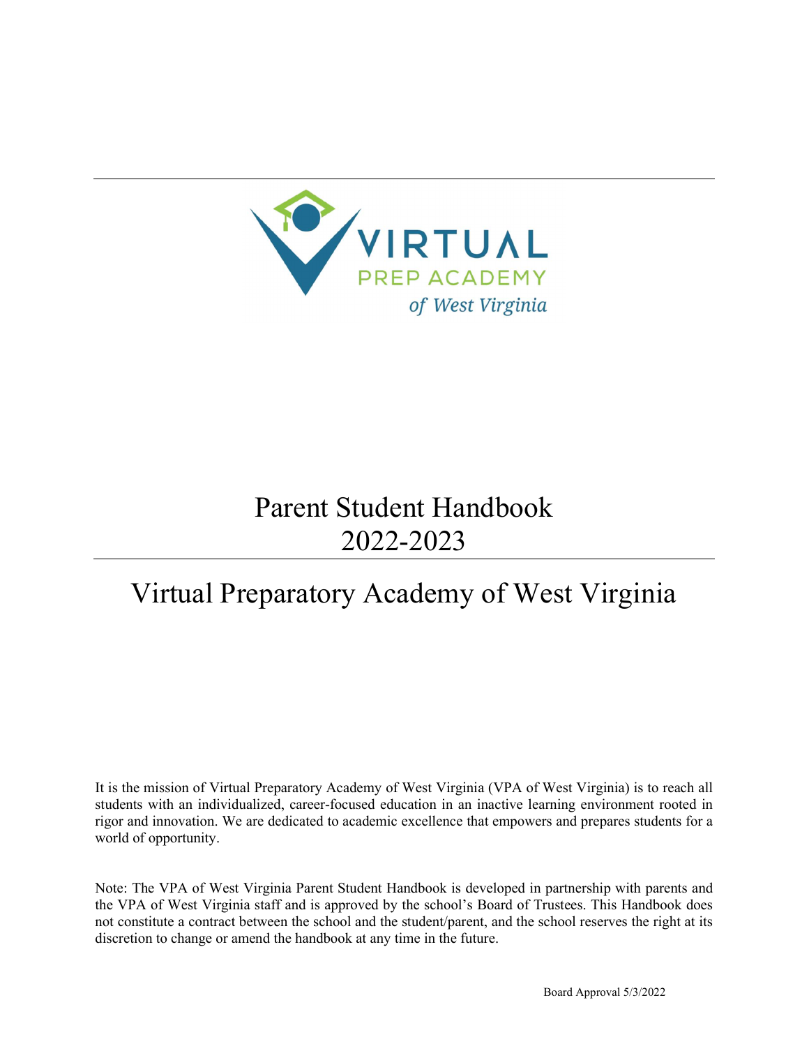VIRTUAL
PREP ACADEMY
*of West Virginia*

# Parent Student Handbook
# 2022-2023

# Virtual Preparatory Academy of West Virginia

It is the mission of Virtual Preparatory Academy of West Virginia (VPA of West Virginia) is to reach all students with an individualized, career-focused education in an inactive learning environment rooted in rigor and innovation. We are dedicated to academic excellence that empowers and prepares students for a world of opportunity.

Note: The VPA of West Virginia Parent Student Handbook is developed in partnership with parents and the VPA of West Virginia staff and is approved by the school's Board of Trustees. This Handbook does not constitute a contract between the school and the student/parent, and the school reserves the right at its discretion to change or amend the handbook at any time in the future.

Board Approval 5/3/2022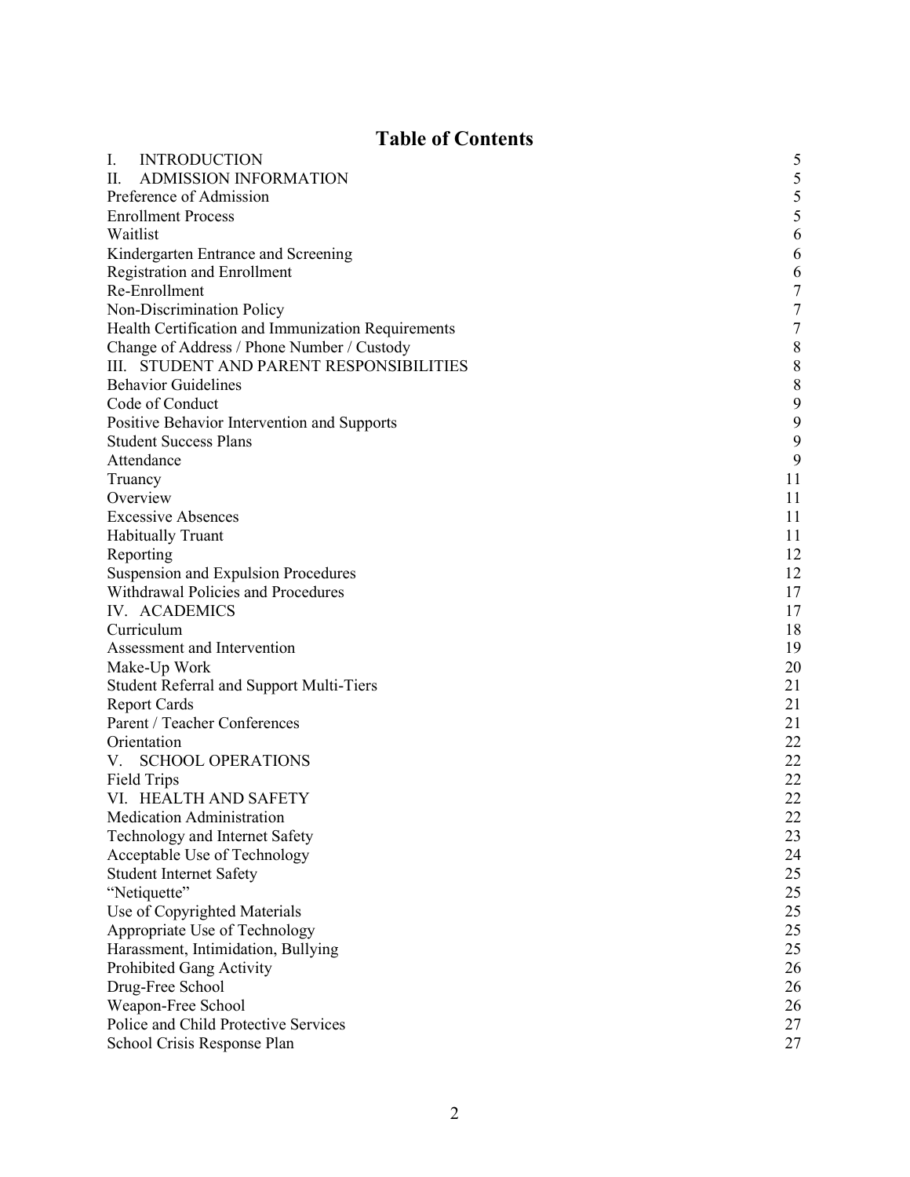# Table of Contents

| | |
|---|---|
| I. INTRODUCTION | 5 |
| II. ADMISSION INFORMATION | 5 |
| Preference of Admission | 5 |
| Enrollment Process | 5 |
| Waitlist | 6 |
| Kindergarten Entrance and Screening | 6 |
| Registration and Enrollment | 6 |
| Re-Enrollment | 7 |
| Non-Discrimination Policy | 7 |
| Health Certification and Immunization Requirements | 7 |
| Change of Address / Phone Number / Custody | 8 |
| III. STUDENT AND PARENT RESPONSIBILITIES | 8 |
| Behavior Guidelines | 8 |
| Code of Conduct | 9 |
| Positive Behavior Intervention and Supports | 9 |
| Student Success Plans | 9 |
| Attendance | 9 |
| Truancy | 11 |
| Overview | 11 |
| Excessive Absences | 11 |
| Habitually Truant | 11 |
| Reporting | 12 |
| Suspension and Expulsion Procedures | 12 |
| Withdrawal Policies and Procedures | 17 |
| IV. ACADEMICS | 17 |
| Curriculum | 18 |
| Assessment and Intervention | 19 |
| Make-Up Work | 20 |
| Student Referral and Support Multi-Tiers | 21 |
| Report Cards | 21 |
| Parent / Teacher Conferences | 21 |
| Orientation | 22 |
| V. SCHOOL OPERATIONS | 22 |
| Field Trips | 22 |
| VI. HEALTH AND SAFETY | 22 |
| Medication Administration | 22 |
| Technology and Internet Safety | 23 |
| Acceptable Use of Technology | 24 |
| Student Internet Safety | 25 |
| "Netiquette" | 25 |
| Use of Copyrighted Materials | 25 |
| Appropriate Use of Technology | 25 |
| Harassment, Intimidation, Bullying | 25 |
| Prohibited Gang Activity | 26 |
| Drug-Free School | 26 |
| Weapon-Free School | 26 |
| Police and Child Protective Services | 27 |
| School Crisis Response Plan | 27 |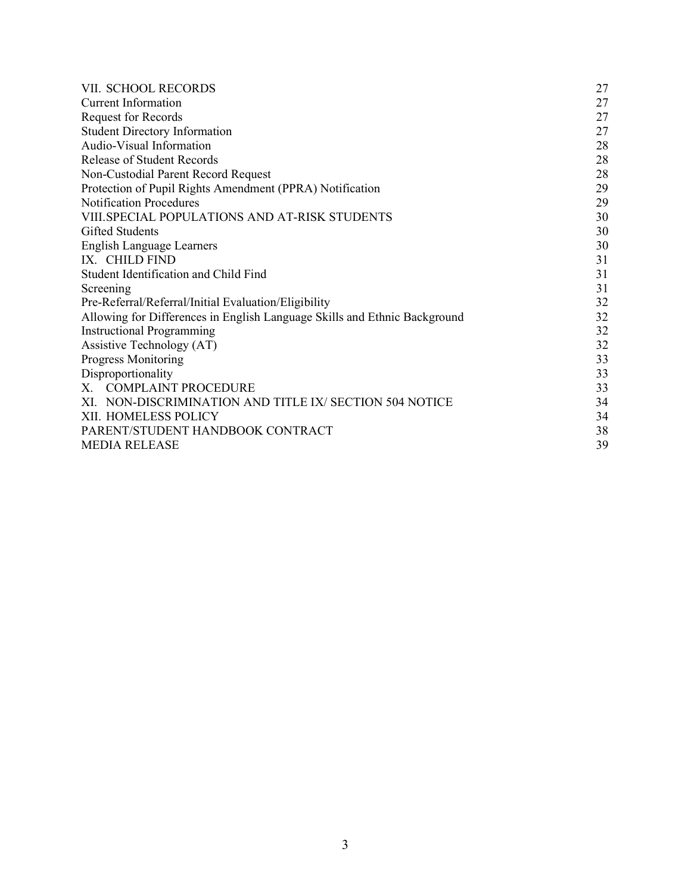| | |
|---|---|
| VII. SCHOOL RECORDS | 27 |
| Current Information | 27 |
| Request for Records | 27 |
| Student Directory Information | 27 |
| Audio-Visual Information | 28 |
| Release of Student Records | 28 |
| Non-Custodial Parent Record Request | 28 |
| Protection of Pupil Rights Amendment (PPRA) Notification | 29 |
| Notification Procedures | 29 |
| VIII.SPECIAL POPULATIONS AND AT-RISK STUDENTS | 30 |
| Gifted Students | 30 |
| English Language Learners | 30 |
| IX. CHILD FIND | 31 |
| Student Identification and Child Find | 31 |
| Screening | 31 |
| Pre-Referral/Referral/Initial Evaluation/Eligibility | 32 |
| Allowing for Differences in English Language Skills and Ethnic Background | 32 |
| Instructional Programming | 32 |
| Assistive Technology (AT) | 32 |
| Progress Monitoring | 33 |
| Disproportionality | 33 |
| X. COMPLAINT PROCEDURE | 33 |
| XI. NON-DISCRIMINATION AND TITLE IX/ SECTION 504 NOTICE | 34 |
| XII. HOMELESS POLICY | 34 |
| PARENT/STUDENT HANDBOOK CONTRACT | 38 |
| MEDIA RELEASE | 39 |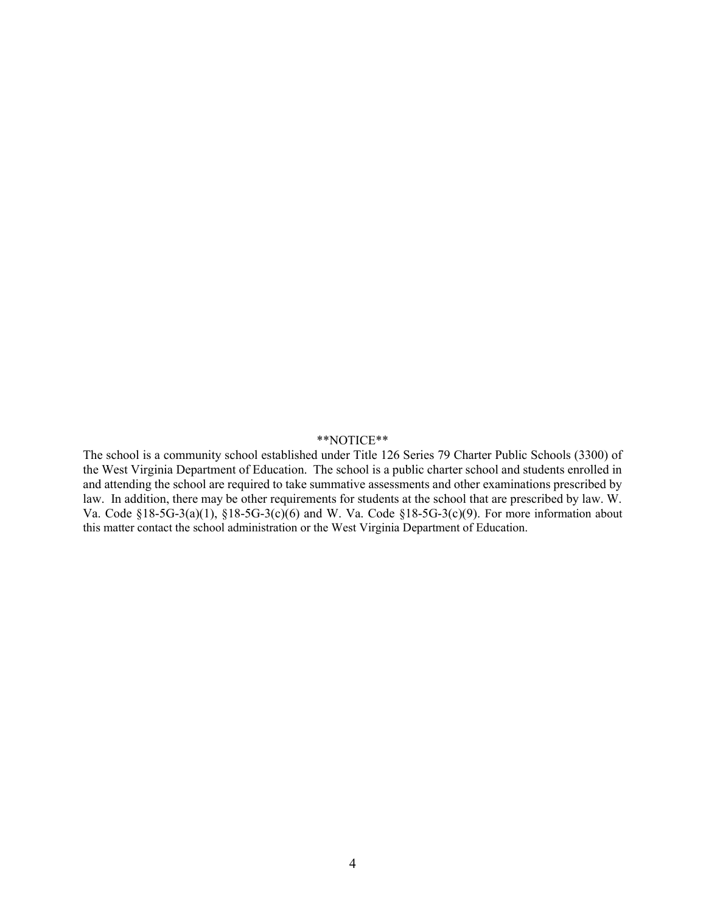**NOTICE**

The school is a community school established under Title 126 Series 79 Charter Public Schools (3300) of the West Virginia Department of Education. The school is a public charter school and students enrolled in and attending the school are required to take summative assessments and other examinations prescribed by law. In addition, there may be other requirements for students at the school that are prescribed by law. W. Va. Code §18-5G-3(a)(1), §18-5G-3(c)(6) and W. Va. Code §18-5G-3(c)(9). For more information about this matter contact the school administration or the West Virginia Department of Education.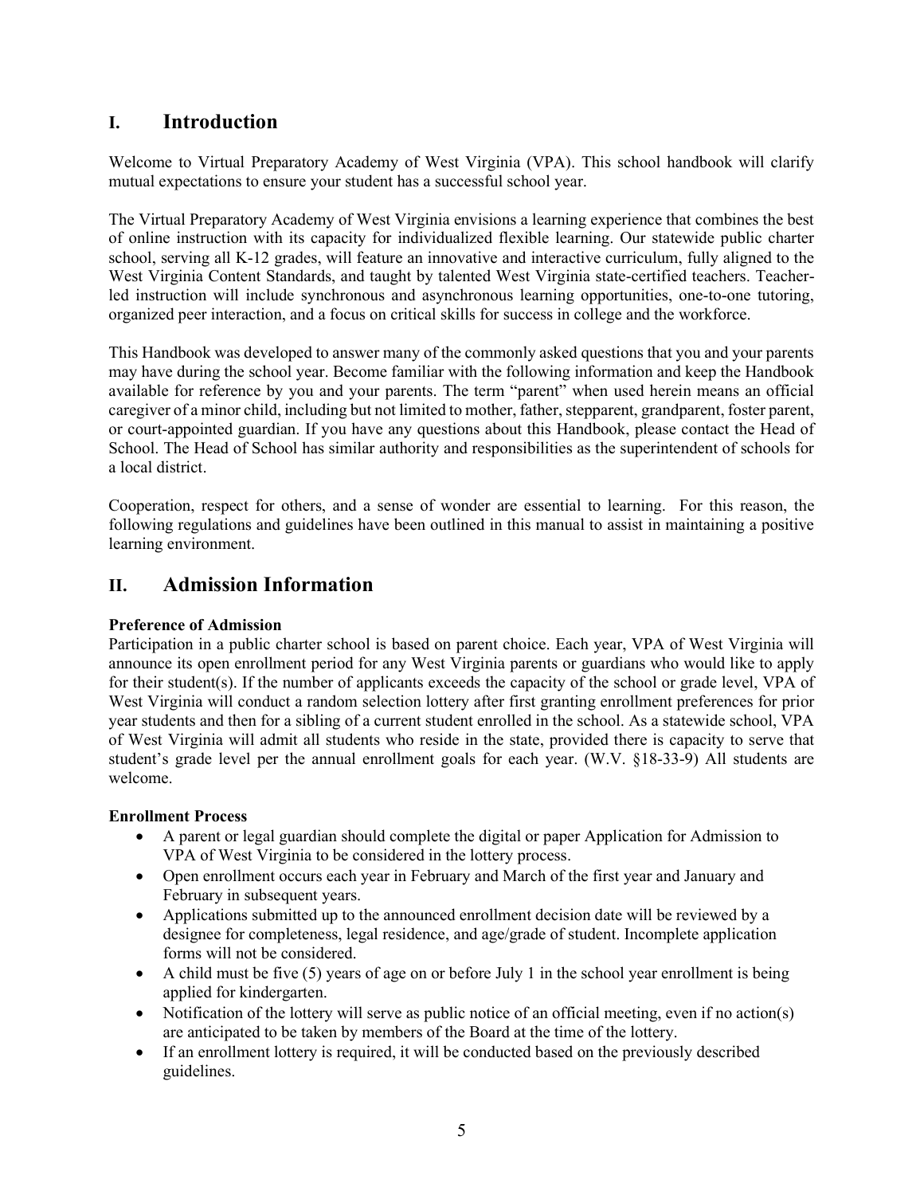## I. Introduction

Welcome to Virtual Preparatory Academy of West Virginia (VPA). This school handbook will clarify mutual expectations to ensure your student has a successful school year.

The Virtual Preparatory Academy of West Virginia envisions a learning experience that combines the best of online instruction with its capacity for individualized flexible learning. Our statewide public charter school, serving all K-12 grades, will feature an innovative and interactive curriculum, fully aligned to the West Virginia Content Standards, and taught by talented West Virginia state-certified teachers. Teacher-led instruction will include synchronous and asynchronous learning opportunities, one-to-one tutoring, organized peer interaction, and a focus on critical skills for success in college and the workforce.

This Handbook was developed to answer many of the commonly asked questions that you and your parents may have during the school year. Become familiar with the following information and keep the Handbook available for reference by you and your parents. The term "parent" when used herein means an official caregiver of a minor child, including but not limited to mother, father, stepparent, grandparent, foster parent, or court-appointed guardian. If you have any questions about this Handbook, please contact the Head of School. The Head of School has similar authority and responsibilities as the superintendent of schools for a local district.

Cooperation, respect for others, and a sense of wonder are essential to learning. For this reason, the following regulations and guidelines have been outlined in this manual to assist in maintaining a positive learning environment.

## II. Admission Information

**Preference of Admission**

Participation in a public charter school is based on parent choice. Each year, VPA of West Virginia will announce its open enrollment period for any West Virginia parents or guardians who would like to apply for their student(s). If the number of applicants exceeds the capacity of the school or grade level, VPA of West Virginia will conduct a random selection lottery after first granting enrollment preferences for prior year students and then for a sibling of a current student enrolled in the school. As a statewide school, VPA of West Virginia will admit all students who reside in the state, provided there is capacity to serve that student's grade level per the annual enrollment goals for each year. (W.V. §18-33-9) All students are welcome.

**Enrollment Process**

- A parent or legal guardian should complete the digital or paper Application for Admission to VPA of West Virginia to be considered in the lottery process.
- Open enrollment occurs each year in February and March of the first year and January and February in subsequent years.
- Applications submitted up to the announced enrollment decision date will be reviewed by a designee for completeness, legal residence, and age/grade of student. Incomplete application forms will not be considered.
- A child must be five (5) years of age on or before July 1 in the school year enrollment is being applied for kindergarten.
- Notification of the lottery will serve as public notice of an official meeting, even if no action(s) are anticipated to be taken by members of the Board at the time of the lottery.
- If an enrollment lottery is required, it will be conducted based on the previously described guidelines.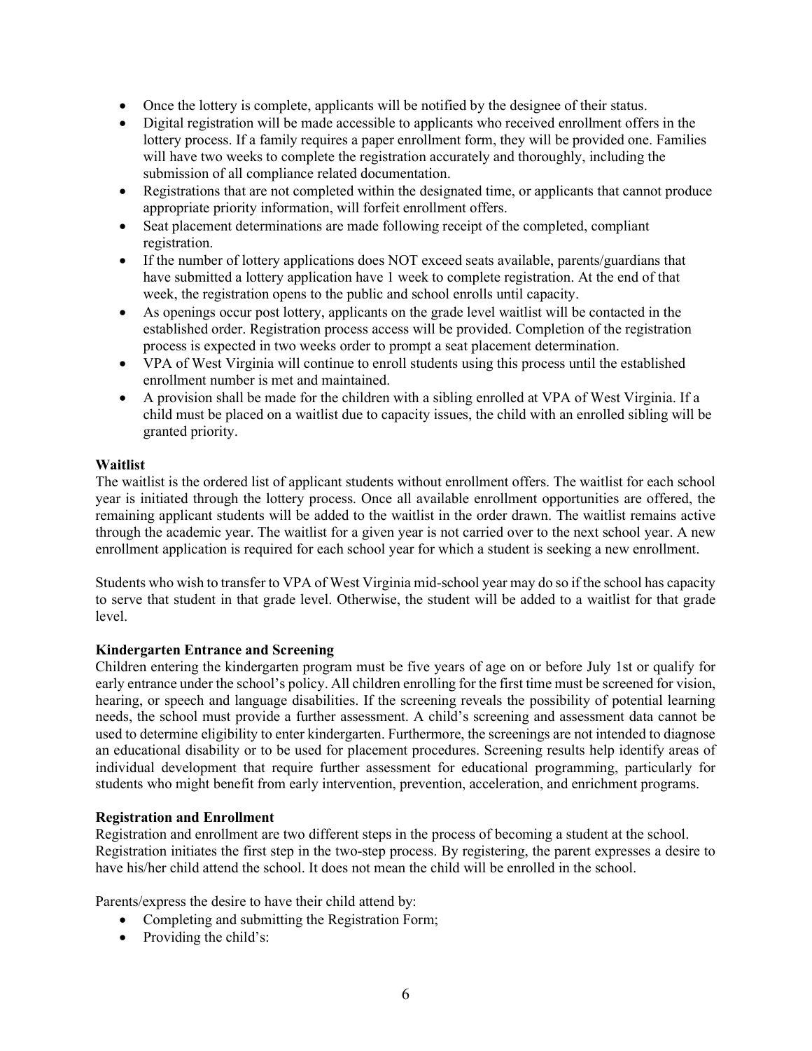- Once the lottery is complete, applicants will be notified by the designee of their status.
- Digital registration will be made accessible to applicants who received enrollment offers in the lottery process. If a family requires a paper enrollment form, they will be provided one. Families will have two weeks to complete the registration accurately and thoroughly, including the submission of all compliance related documentation.
- Registrations that are not completed within the designated time, or applicants that cannot produce appropriate priority information, will forfeit enrollment offers.
- Seat placement determinations are made following receipt of the completed, compliant registration.
- If the number of lottery applications does NOT exceed seats available, parents/guardians that have submitted a lottery application have 1 week to complete registration. At the end of that week, the registration opens to the public and school enrolls until capacity.
- As openings occur post lottery, applicants on the grade level waitlist will be contacted in the established order. Registration process access will be provided. Completion of the registration process is expected in two weeks order to prompt a seat placement determination.
- VPA of West Virginia will continue to enroll students using this process until the established enrollment number is met and maintained.
- A provision shall be made for the children with a sibling enrolled at VPA of West Virginia. If a child must be placed on a waitlist due to capacity issues, the child with an enrolled sibling will be granted priority.

**Waitlist**

The waitlist is the ordered list of applicant students without enrollment offers. The waitlist for each school year is initiated through the lottery process. Once all available enrollment opportunities are offered, the remaining applicant students will be added to the waitlist in the order drawn. The waitlist remains active through the academic year. The waitlist for a given year is not carried over to the next school year. A new enrollment application is required for each school year for which a student is seeking a new enrollment.

Students who wish to transfer to VPA of West Virginia mid-school year may do so if the school has capacity to serve that student in that grade level. Otherwise, the student will be added to a waitlist for that grade level.

**Kindergarten Entrance and Screening**

Children entering the kindergarten program must be five years of age on or before July 1st or qualify for early entrance under the school's policy. All children enrolling for the first time must be screened for vision, hearing, or speech and language disabilities. If the screening reveals the possibility of potential learning needs, the school must provide a further assessment. A child's screening and assessment data cannot be used to determine eligibility to enter kindergarten. Furthermore, the screenings are not intended to diagnose an educational disability or to be used for placement procedures. Screening results help identify areas of individual development that require further assessment for educational programming, particularly for students who might benefit from early intervention, prevention, acceleration, and enrichment programs.

**Registration and Enrollment**

Registration and enrollment are two different steps in the process of becoming a student at the school. Registration initiates the first step in the two-step process. By registering, the parent expresses a desire to have his/her child attend the school. It does not mean the child will be enrolled in the school.

Parents/express the desire to have their child attend by:

- Completing and submitting the Registration Form;
- Providing the child's: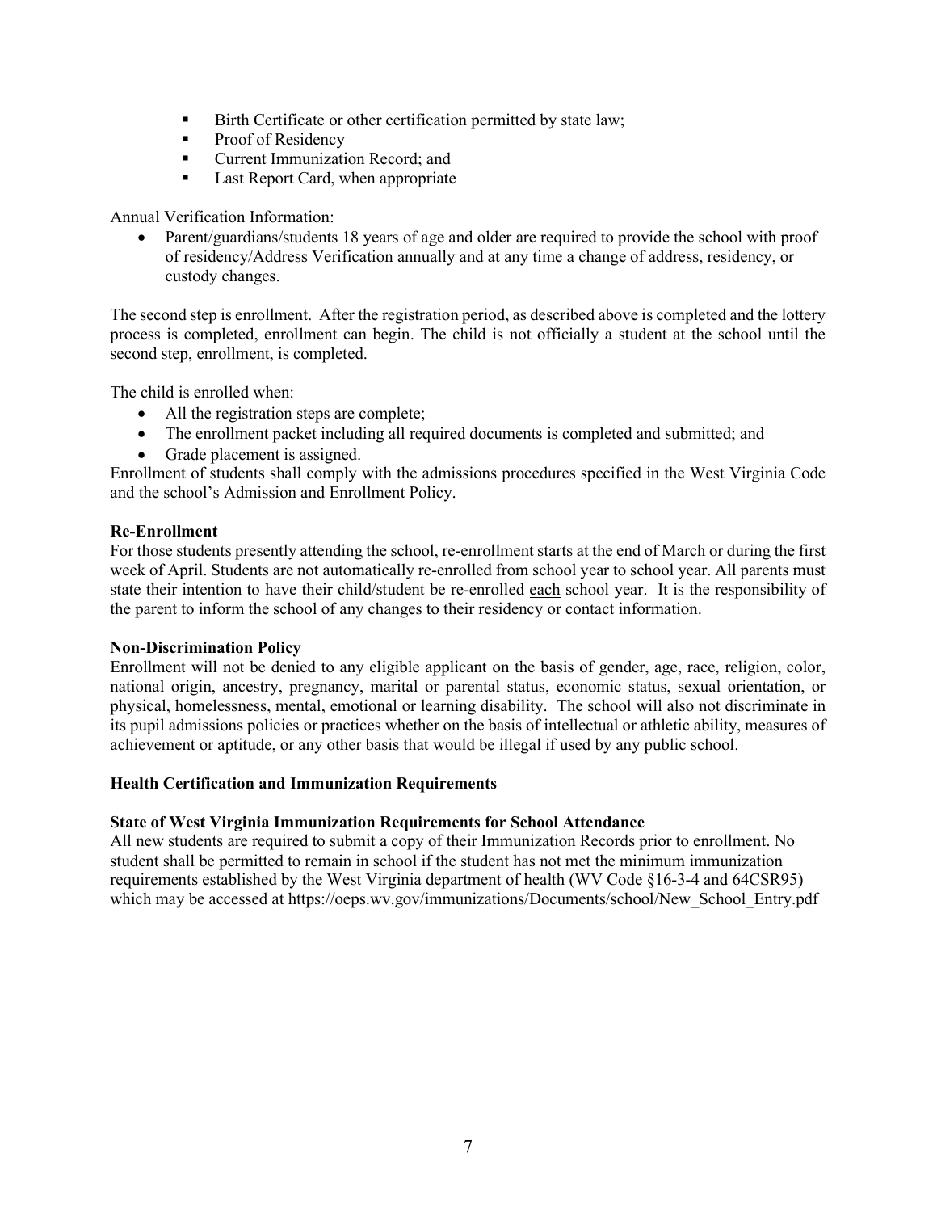- Birth Certificate or other certification permitted by state law;
- Proof of Residency
- Current Immunization Record; and
- Last Report Card, when appropriate

Annual Verification Information:

- Parent/guardians/students 18 years of age and older are required to provide the school with proof of residency/Address Verification annually and at any time a change of address, residency, or custody changes.

The second step is enrollment. After the registration period, as described above is completed and the lottery process is completed, enrollment can begin. The child is not officially a student at the school until the second step, enrollment, is completed.

The child is enrolled when:

- All the registration steps are complete;
- The enrollment packet including all required documents is completed and submitted; and
- Grade placement is assigned.

Enrollment of students shall comply with the admissions procedures specified in the West Virginia Code and the school's Admission and Enrollment Policy.

**Re-Enrollment**

For those students presently attending the school, re-enrollment starts at the end of March or during the first week of April. Students are not automatically re-enrolled from school year to school year. All parents must state their intention to have their child/student be re-enrolled <u>each</u> school year. It is the responsibility of the parent to inform the school of any changes to their residency or contact information.

**Non-Discrimination Policy**

Enrollment will not be denied to any eligible applicant on the basis of gender, age, race, religion, color, national origin, ancestry, pregnancy, marital or parental status, economic status, sexual orientation, or physical, homelessness, mental, emotional or learning disability. The school will also not discriminate in its pupil admissions policies or practices whether on the basis of intellectual or athletic ability, measures of achievement or aptitude, or any other basis that would be illegal if used by any public school.

**Health Certification and Immunization Requirements**

**State of West Virginia Immunization Requirements for School Attendance**

All new students are required to submit a copy of their Immunization Records prior to enrollment. No student shall be permitted to remain in school if the student has not met the minimum immunization requirements established by the West Virginia department of health (WV Code §16-3-4 and 64CSR95) which may be accessed at https://oeps.wv.gov/immunizations/Documents/school/New_School_Entry.pdf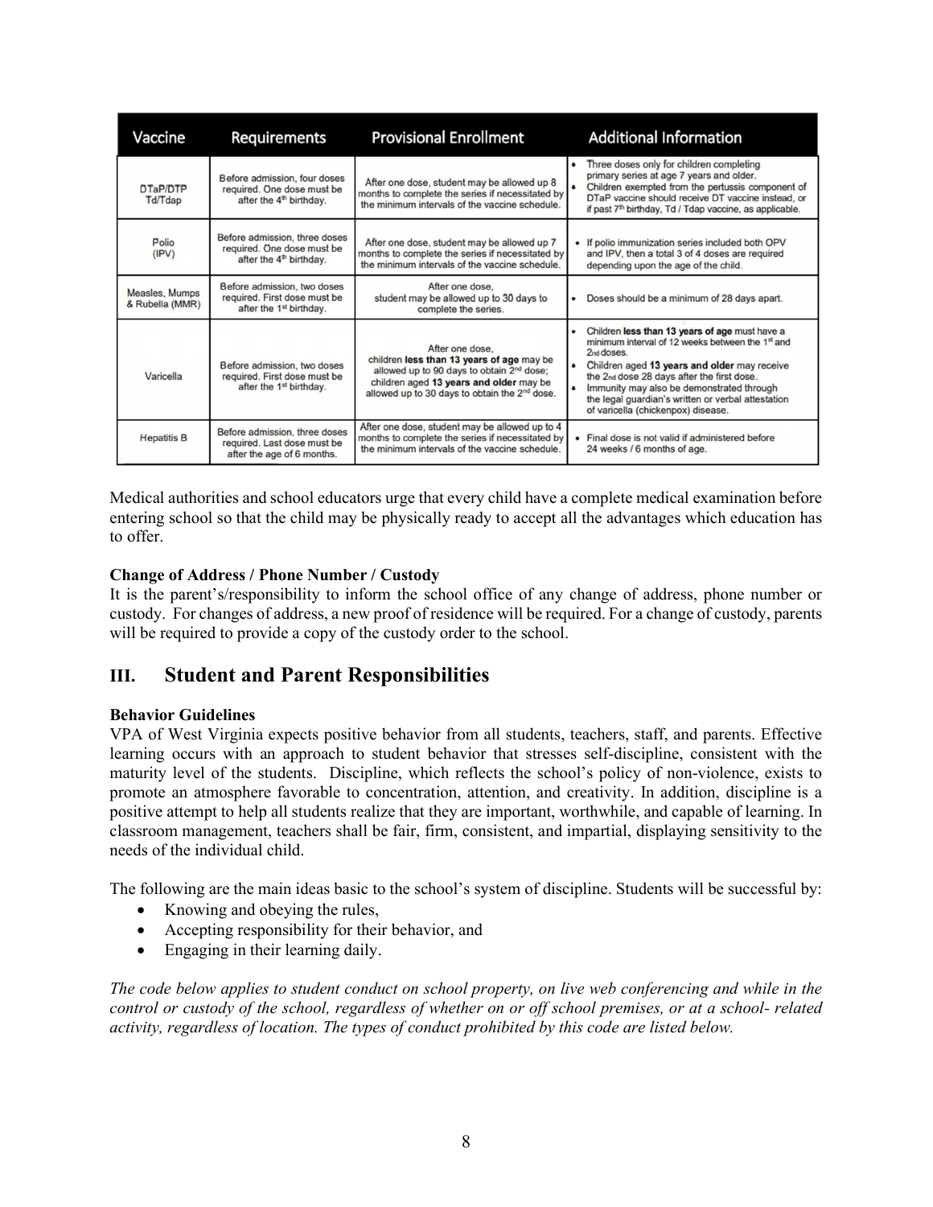| Vaccine | Requirements | Provisional Enrollment | Additional Information |
|---|---|---|---|
| DTaP/DTP Td/Tdap | Before admission, four doses required. One dose must be after the 4th birthday. | After one dose, student may be allowed up 8 months to complete the series if necessitated by the minimum intervals of the vaccine schedule. | • Three doses only for children completing primary series at age 7 years and older. • Children exempted from the pertussis component of DTaP vaccine should receive DT vaccine instead, or if past 7th birthday, Td / Tdap vaccine, as applicable. |
| Polio (IPV) | Before admission, three doses required. One dose must be after the 4th birthday. | After one dose, student may be allowed up 7 months to complete the series if necessitated by the minimum intervals of the vaccine schedule. | • If polio immunization series included both OPV and IPV, then a total 3 of 4 doses are required depending upon the age of the child. |
| Measles, Mumps & Rubella (MMR) | Before admission, two doses required. First dose must be after the 1st birthday. | After one dose, student may be allowed up to 30 days to complete the series. | • Doses should be a minimum of 28 days apart. |
| Varicella | Before admission, two doses required. First dose must be after the 1st birthday. | After one dose, children **less than 13 years of age** may be allowed up to 90 days to obtain 2nd dose; children aged **13 years and older** may be allowed up to 30 days to obtain the 2nd dose. | • Children **less than 13 years of age** must have a minimum interval of 12 weeks between the 1st and 2nd doses. • Children aged **13 years and older** may receive the 2nd dose 28 days after the first dose. • Immunity may also be demonstrated through the legal guardian's written or verbal attestation of varicella (chickenpox) disease. |
| Hepatitis B | Before admission, three doses required. Last dose must be after the age of 6 months. | After one dose, student may be allowed up to 4 months to complete the series if necessitated by the minimum intervals of the vaccine schedule. | • Final dose is not valid if administered before 24 weeks / 6 months of age. |

Medical authorities and school educators urge that every child have a complete medical examination before entering school so that the child may be physically ready to accept all the advantages which education has to offer.

**Change of Address / Phone Number / Custody**

It is the parent's/responsibility to inform the school office of any change of address, phone number or custody. For changes of address, a new proof of residence will be required. For a change of custody, parents will be required to provide a copy of the custody order to the school.

## III. Student and Parent Responsibilities

**Behavior Guidelines**

VPA of West Virginia expects positive behavior from all students, teachers, staff, and parents. Effective learning occurs with an approach to student behavior that stresses self-discipline, consistent with the maturity level of the students. Discipline, which reflects the school's policy of non-violence, exists to promote an atmosphere favorable to concentration, attention, and creativity. In addition, discipline is a positive attempt to help all students realize that they are important, worthwhile, and capable of learning. In classroom management, teachers shall be fair, firm, consistent, and impartial, displaying sensitivity to the needs of the individual child.

The following are the main ideas basic to the school's system of discipline. Students will be successful by:

- Knowing and obeying the rules,
- Accepting responsibility for their behavior, and
- Engaging in their learning daily.

*The code below applies to student conduct on school property, on live web conferencing and while in the control or custody of the school, regardless of whether on or off school premises, or at a school- related activity, regardless of location. The types of conduct prohibited by this code are listed below.*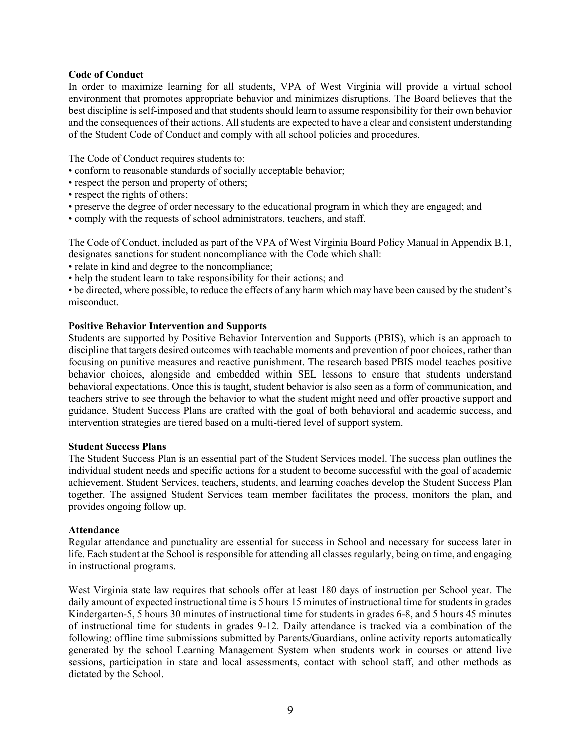**Code of Conduct**

In order to maximize learning for all students, VPA of West Virginia will provide a virtual school environment that promotes appropriate behavior and minimizes disruptions. The Board believes that the best discipline is self-imposed and that students should learn to assume responsibility for their own behavior and the consequences of their actions. All students are expected to have a clear and consistent understanding of the Student Code of Conduct and comply with all school policies and procedures.

The Code of Conduct requires students to:

- conform to reasonable standards of socially acceptable behavior;
- respect the person and property of others;
- respect the rights of others;
- preserve the degree of order necessary to the educational program in which they are engaged; and
- comply with the requests of school administrators, teachers, and staff.

The Code of Conduct, included as part of the VPA of West Virginia Board Policy Manual in Appendix B.1, designates sanctions for student noncompliance with the Code which shall:

- relate in kind and degree to the noncompliance;
- help the student learn to take responsibility for their actions; and
- be directed, where possible, to reduce the effects of any harm which may have been caused by the student's misconduct.

**Positive Behavior Intervention and Supports**

Students are supported by Positive Behavior Intervention and Supports (PBIS), which is an approach to discipline that targets desired outcomes with teachable moments and prevention of poor choices, rather than focusing on punitive measures and reactive punishment. The research based PBIS model teaches positive behavior choices, alongside and embedded within SEL lessons to ensure that students understand behavioral expectations. Once this is taught, student behavior is also seen as a form of communication, and teachers strive to see through the behavior to what the student might need and offer proactive support and guidance. Student Success Plans are crafted with the goal of both behavioral and academic success, and intervention strategies are tiered based on a multi-tiered level of support system.

**Student Success Plans**

The Student Success Plan is an essential part of the Student Services model. The success plan outlines the individual student needs and specific actions for a student to become successful with the goal of academic achievement. Student Services, teachers, students, and learning coaches develop the Student Success Plan together. The assigned Student Services team member facilitates the process, monitors the plan, and provides ongoing follow up.

**Attendance**

Regular attendance and punctuality are essential for success in School and necessary for success later in life. Each student at the School is responsible for attending all classes regularly, being on time, and engaging in instructional programs.

West Virginia state law requires that schools offer at least 180 days of instruction per School year. The daily amount of expected instructional time is 5 hours 15 minutes of instructional time for students in grades Kindergarten-5, 5 hours 30 minutes of instructional time for students in grades 6-8, and 5 hours 45 minutes of instructional time for students in grades 9-12. Daily attendance is tracked via a combination of the following: offline time submissions submitted by Parents/Guardians, online activity reports automatically generated by the school Learning Management System when students work in courses or attend live sessions, participation in state and local assessments, contact with school staff, and other methods as dictated by the School.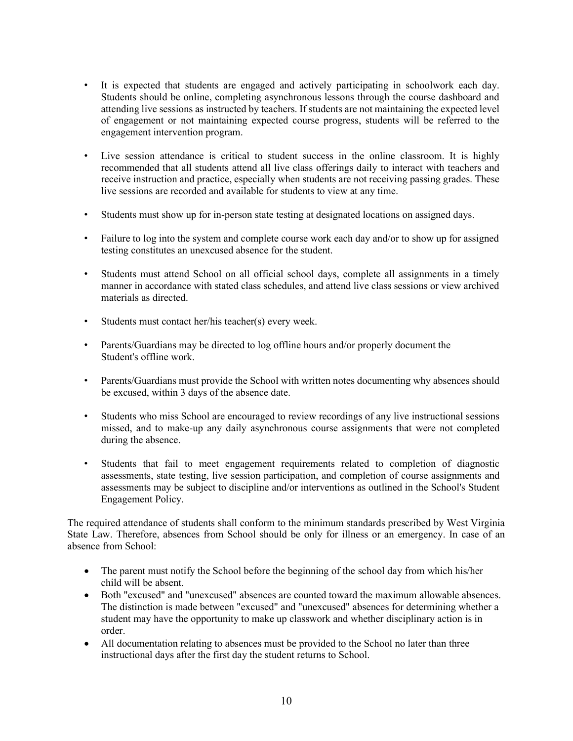- It is expected that students are engaged and actively participating in schoolwork each day. Students should be online, completing asynchronous lessons through the course dashboard and attending live sessions as instructed by teachers. If students are not maintaining the expected level of engagement or not maintaining expected course progress, students will be referred to the engagement intervention program.
- Live session attendance is critical to student success in the online classroom. It is highly recommended that all students attend all live class offerings daily to interact with teachers and receive instruction and practice, especially when students are not receiving passing grades. These live sessions are recorded and available for students to view at any time.
- Students must show up for in-person state testing at designated locations on assigned days.
- Failure to log into the system and complete course work each day and/or to show up for assigned testing constitutes an unexcused absence for the student.
- Students must attend School on all official school days, complete all assignments in a timely manner in accordance with stated class schedules, and attend live class sessions or view archived materials as directed.
- Students must contact her/his teacher(s) every week.
- Parents/Guardians may be directed to log offline hours and/or properly document the Student's offline work.
- Parents/Guardians must provide the School with written notes documenting why absences should be excused, within 3 days of the absence date.
- Students who miss School are encouraged to review recordings of any live instructional sessions missed, and to make-up any daily asynchronous course assignments that were not completed during the absence.
- Students that fail to meet engagement requirements related to completion of diagnostic assessments, state testing, live session participation, and completion of course assignments and assessments may be subject to discipline and/or interventions as outlined in the School's Student Engagement Policy.

The required attendance of students shall conform to the minimum standards prescribed by West Virginia State Law. Therefore, absences from School should be only for illness or an emergency. In case of an absence from School:

- The parent must notify the School before the beginning of the school day from which his/her child will be absent.
- Both "excused" and "unexcused" absences are counted toward the maximum allowable absences. The distinction is made between "excused" and "unexcused" absences for determining whether a student may have the opportunity to make up classwork and whether disciplinary action is in order.
- All documentation relating to absences must be provided to the School no later than three instructional days after the first day the student returns to School.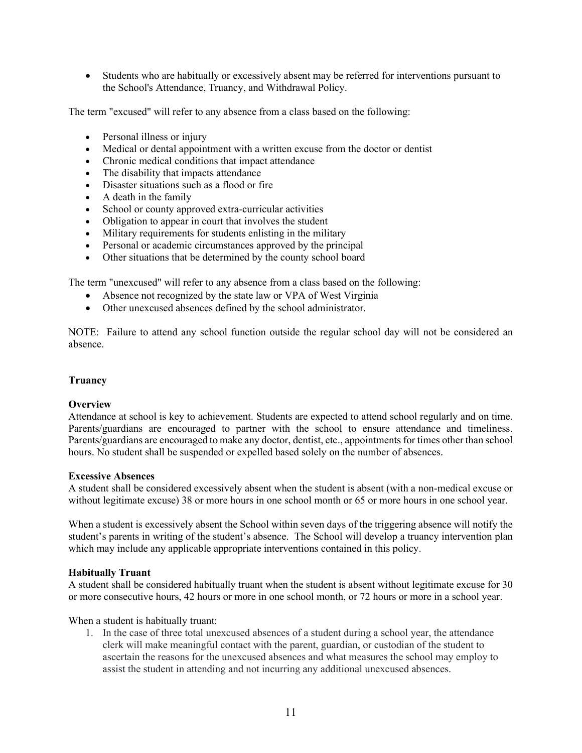- Students who are habitually or excessively absent may be referred for interventions pursuant to the School's Attendance, Truancy, and Withdrawal Policy.

The term "excused" will refer to any absence from a class based on the following:

- Personal illness or injury
- Medical or dental appointment with a written excuse from the doctor or dentist
- Chronic medical conditions that impact attendance
- The disability that impacts attendance
- Disaster situations such as a flood or fire
- A death in the family
- School or county approved extra-curricular activities
- Obligation to appear in court that involves the student
- Military requirements for students enlisting in the military
- Personal or academic circumstances approved by the principal
- Other situations that be determined by the county school board

The term "unexcused" will refer to any absence from a class based on the following:

- Absence not recognized by the state law or VPA of West Virginia
- Other unexcused absences defined by the school administrator.

NOTE: Failure to attend any school function outside the regular school day will not be considered an absence.

## Truancy

**Overview**

Attendance at school is key to achievement. Students are expected to attend school regularly and on time. Parents/guardians are encouraged to partner with the school to ensure attendance and timeliness. Parents/guardians are encouraged to make any doctor, dentist, etc., appointments for times other than school hours. No student shall be suspended or expelled based solely on the number of absences.

**Excessive Absences**

A student shall be considered excessively absent when the student is absent (with a non-medical excuse or without legitimate excuse) 38 or more hours in one school month or 65 or more hours in one school year.

When a student is excessively absent the School within seven days of the triggering absence will notify the student's parents in writing of the student's absence. The School will develop a truancy intervention plan which may include any applicable appropriate interventions contained in this policy.

**Habitually Truant**

A student shall be considered habitually truant when the student is absent without legitimate excuse for 30 or more consecutive hours, 42 hours or more in one school month, or 72 hours or more in a school year.

When a student is habitually truant:

1. In the case of three total unexcused absences of a student during a school year, the attendance clerk will make meaningful contact with the parent, guardian, or custodian of the student to ascertain the reasons for the unexcused absences and what measures the school may employ to assist the student in attending and not incurring any additional unexcused absences.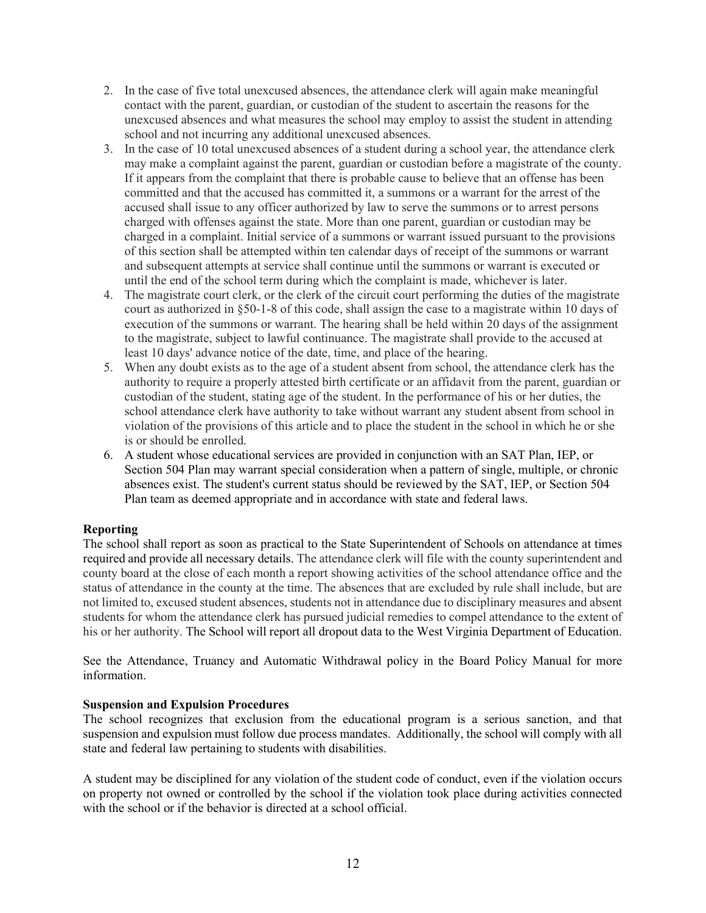2. In the case of five total unexcused absences, the attendance clerk will again make meaningful contact with the parent, guardian, or custodian of the student to ascertain the reasons for the unexcused absences and what measures the school may employ to assist the student in attending school and not incurring any additional unexcused absences.
3. In the case of 10 total unexcused absences of a student during a school year, the attendance clerk may make a complaint against the parent, guardian or custodian before a magistrate of the county. If it appears from the complaint that there is probable cause to believe that an offense has been committed and that the accused has committed it, a summons or a warrant for the arrest of the accused shall issue to any officer authorized by law to serve the summons or to arrest persons charged with offenses against the state. More than one parent, guardian or custodian may be charged in a complaint. Initial service of a summons or warrant issued pursuant to the provisions of this section shall be attempted within ten calendar days of receipt of the summons or warrant and subsequent attempts at service shall continue until the summons or warrant is executed or until the end of the school term during which the complaint is made, whichever is later.
4. The magistrate court clerk, or the clerk of the circuit court performing the duties of the magistrate court as authorized in §50-1-8 of this code, shall assign the case to a magistrate within 10 days of execution of the summons or warrant. The hearing shall be held within 20 days of the assignment to the magistrate, subject to lawful continuance. The magistrate shall provide to the accused at least 10 days' advance notice of the date, time, and place of the hearing.
5. When any doubt exists as to the age of a student absent from school, the attendance clerk has the authority to require a properly attested birth certificate or an affidavit from the parent, guardian or custodian of the student, stating age of the student. In the performance of his or her duties, the school attendance clerk have authority to take without warrant any student absent from school in violation of the provisions of this article and to place the student in the school in which he or she is or should be enrolled.
6. A student whose educational services are provided in conjunction with an SAT Plan, IEP, or Section 504 Plan may warrant special consideration when a pattern of single, multiple, or chronic absences exist. The student's current status should be reviewed by the SAT, IEP, or Section 504 Plan team as deemed appropriate and in accordance with state and federal laws.

**Reporting**

The school shall report as soon as practical to the State Superintendent of Schools on attendance at times required and provide all necessary details. The attendance clerk will file with the county superintendent and county board at the close of each month a report showing activities of the school attendance office and the status of attendance in the county at the time. The absences that are excluded by rule shall include, but are not limited to, excused student absences, students not in attendance due to disciplinary measures and absent students for whom the attendance clerk has pursued judicial remedies to compel attendance to the extent of his or her authority. The School will report all dropout data to the West Virginia Department of Education.

See the Attendance, Truancy and Automatic Withdrawal policy in the Board Policy Manual for more information.

**Suspension and Expulsion Procedures**

The school recognizes that exclusion from the educational program is a serious sanction, and that suspension and expulsion must follow due process mandates. Additionally, the school will comply with all state and federal law pertaining to students with disabilities.

A student may be disciplined for any violation of the student code of conduct, even if the violation occurs on property not owned or controlled by the school if the violation took place during activities connected with the school or if the behavior is directed at a school official.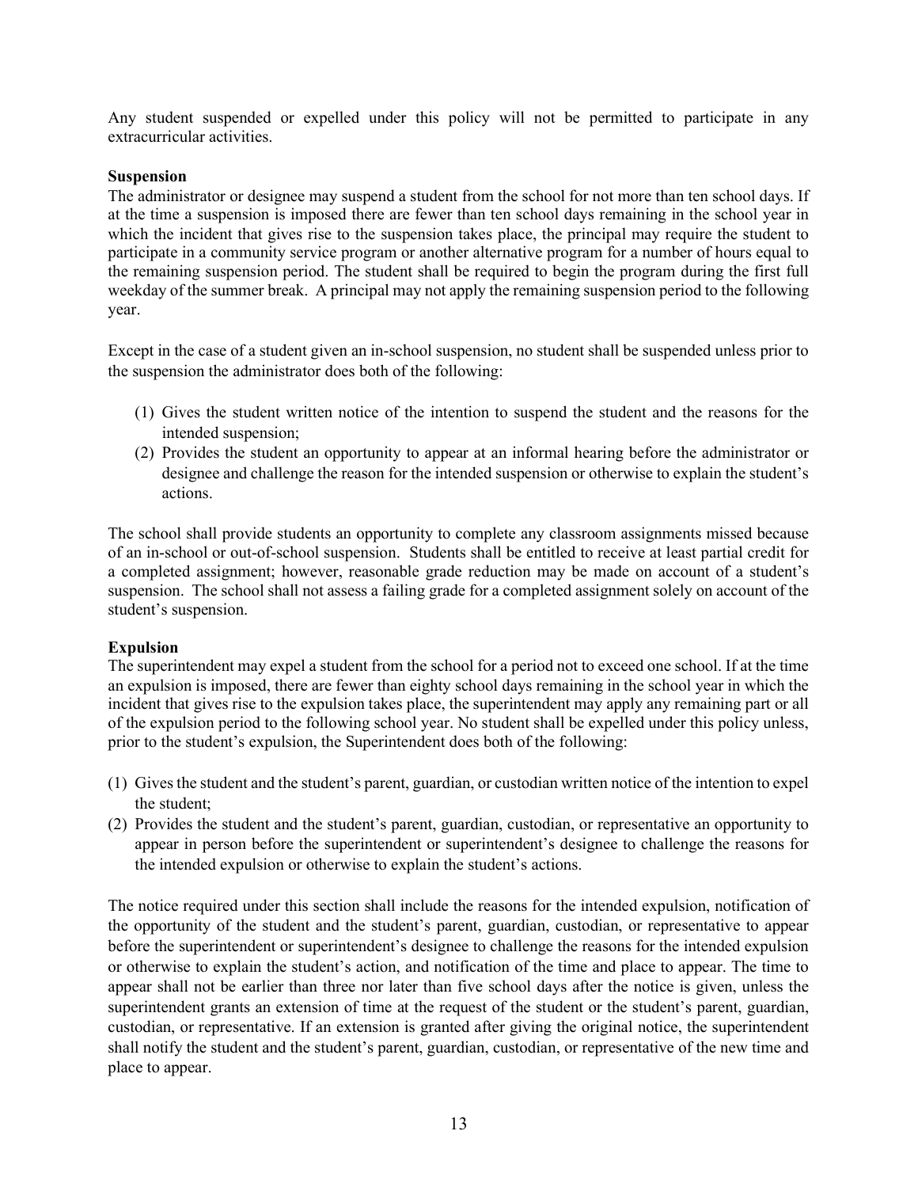Any student suspended or expelled under this policy will not be permitted to participate in any extracurricular activities.

**Suspension**

The administrator or designee may suspend a student from the school for not more than ten school days. If at the time a suspension is imposed there are fewer than ten school days remaining in the school year in which the incident that gives rise to the suspension takes place, the principal may require the student to participate in a community service program or another alternative program for a number of hours equal to the remaining suspension period. The student shall be required to begin the program during the first full weekday of the summer break. A principal may not apply the remaining suspension period to the following year.

Except in the case of a student given an in-school suspension, no student shall be suspended unless prior to the suspension the administrator does both of the following:

(1) Gives the student written notice of the intention to suspend the student and the reasons for the intended suspension;
(2) Provides the student an opportunity to appear at an informal hearing before the administrator or designee and challenge the reason for the intended suspension or otherwise to explain the student's actions.

The school shall provide students an opportunity to complete any classroom assignments missed because of an in-school or out-of-school suspension. Students shall be entitled to receive at least partial credit for a completed assignment; however, reasonable grade reduction may be made on account of a student's suspension. The school shall not assess a failing grade for a completed assignment solely on account of the student's suspension.

**Expulsion**

The superintendent may expel a student from the school for a period not to exceed one school. If at the time an expulsion is imposed, there are fewer than eighty school days remaining in the school year in which the incident that gives rise to the expulsion takes place, the superintendent may apply any remaining part or all of the expulsion period to the following school year. No student shall be expelled under this policy unless, prior to the student's expulsion, the Superintendent does both of the following:

(1) Gives the student and the student's parent, guardian, or custodian written notice of the intention to expel the student;
(2) Provides the student and the student's parent, guardian, custodian, or representative an opportunity to appear in person before the superintendent or superintendent's designee to challenge the reasons for the intended expulsion or otherwise to explain the student's actions.

The notice required under this section shall include the reasons for the intended expulsion, notification of the opportunity of the student and the student's parent, guardian, custodian, or representative to appear before the superintendent or superintendent's designee to challenge the reasons for the intended expulsion or otherwise to explain the student's action, and notification of the time and place to appear. The time to appear shall not be earlier than three nor later than five school days after the notice is given, unless the superintendent grants an extension of time at the request of the student or the student's parent, guardian, custodian, or representative. If an extension is granted after giving the original notice, the superintendent shall notify the student and the student's parent, guardian, custodian, or representative of the new time and place to appear.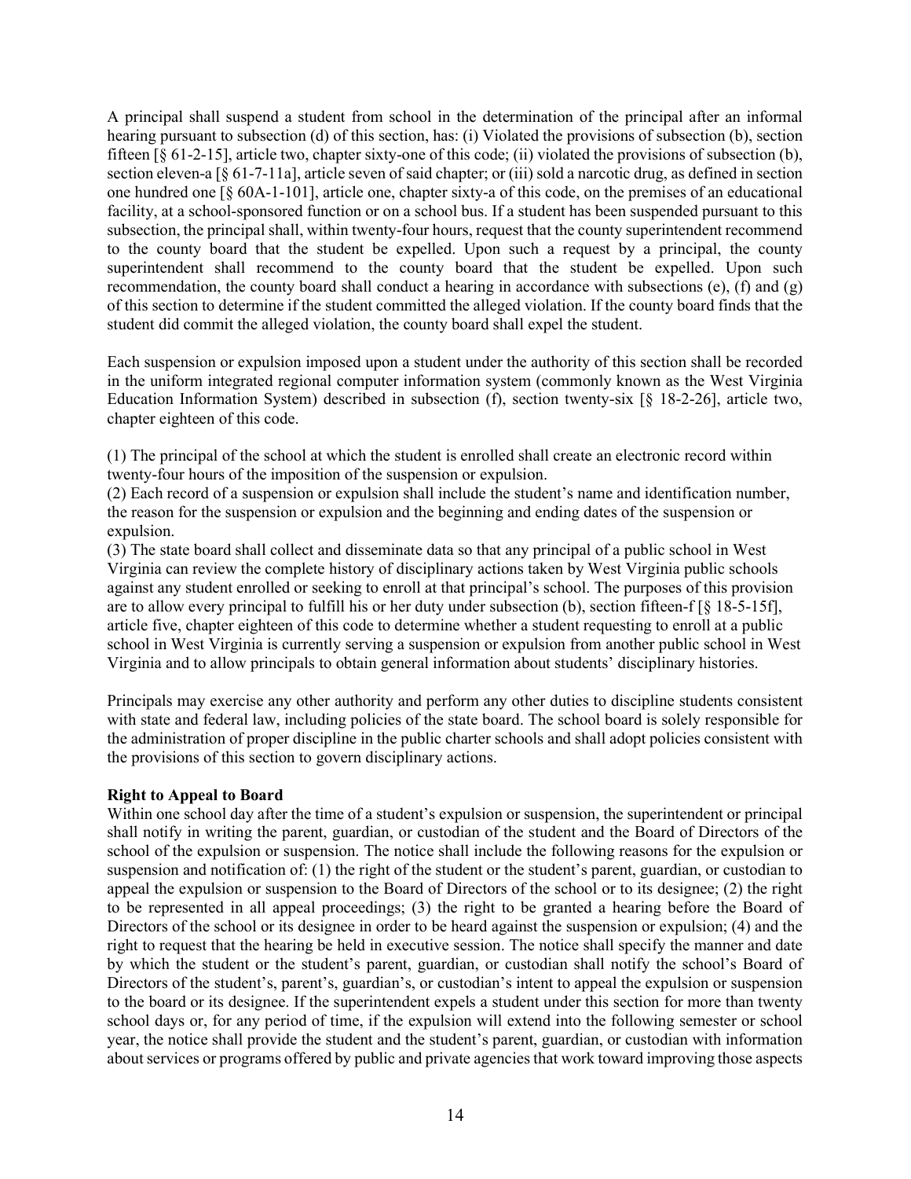A principal shall suspend a student from school in the determination of the principal after an informal hearing pursuant to subsection (d) of this section, has: (i) Violated the provisions of subsection (b), section fifteen [§ 61-2-15], article two, chapter sixty-one of this code; (ii) violated the provisions of subsection (b), section eleven-a [§ 61-7-11a], article seven of said chapter; or (iii) sold a narcotic drug, as defined in section one hundred one [§ 60A-1-101], article one, chapter sixty-a of this code, on the premises of an educational facility, at a school-sponsored function or on a school bus. If a student has been suspended pursuant to this subsection, the principal shall, within twenty-four hours, request that the county superintendent recommend to the county board that the student be expelled. Upon such a request by a principal, the county superintendent shall recommend to the county board that the student be expelled. Upon such recommendation, the county board shall conduct a hearing in accordance with subsections (e), (f) and (g) of this section to determine if the student committed the alleged violation. If the county board finds that the student did commit the alleged violation, the county board shall expel the student.

Each suspension or expulsion imposed upon a student under the authority of this section shall be recorded in the uniform integrated regional computer information system (commonly known as the West Virginia Education Information System) described in subsection (f), section twenty-six [§ 18-2-26], article two, chapter eighteen of this code.

(1) The principal of the school at which the student is enrolled shall create an electronic record within twenty-four hours of the imposition of the suspension or expulsion.
(2) Each record of a suspension or expulsion shall include the student's name and identification number, the reason for the suspension or expulsion and the beginning and ending dates of the suspension or expulsion.
(3) The state board shall collect and disseminate data so that any principal of a public school in West Virginia can review the complete history of disciplinary actions taken by West Virginia public schools against any student enrolled or seeking to enroll at that principal's school. The purposes of this provision are to allow every principal to fulfill his or her duty under subsection (b), section fifteen-f [§ 18-5-15f], article five, chapter eighteen of this code to determine whether a student requesting to enroll at a public school in West Virginia is currently serving a suspension or expulsion from another public school in West Virginia and to allow principals to obtain general information about students' disciplinary histories.

Principals may exercise any other authority and perform any other duties to discipline students consistent with state and federal law, including policies of the state board. The school board is solely responsible for the administration of proper discipline in the public charter schools and shall adopt policies consistent with the provisions of this section to govern disciplinary actions.

**Right to Appeal to Board**

Within one school day after the time of a student's expulsion or suspension, the superintendent or principal shall notify in writing the parent, guardian, or custodian of the student and the Board of Directors of the school of the expulsion or suspension. The notice shall include the following reasons for the expulsion or suspension and notification of: (1) the right of the student or the student's parent, guardian, or custodian to appeal the expulsion or suspension to the Board of Directors of the school or to its designee; (2) the right to be represented in all appeal proceedings; (3) the right to be granted a hearing before the Board of Directors of the school or its designee in order to be heard against the suspension or expulsion; (4) and the right to request that the hearing be held in executive session. The notice shall specify the manner and date by which the student or the student's parent, guardian, or custodian shall notify the school's Board of Directors of the student's, parent's, guardian's, or custodian's intent to appeal the expulsion or suspension to the board or its designee. If the superintendent expels a student under this section for more than twenty school days or, for any period of time, if the expulsion will extend into the following semester or school year, the notice shall provide the student and the student's parent, guardian, or custodian with information about services or programs offered by public and private agencies that work toward improving those aspects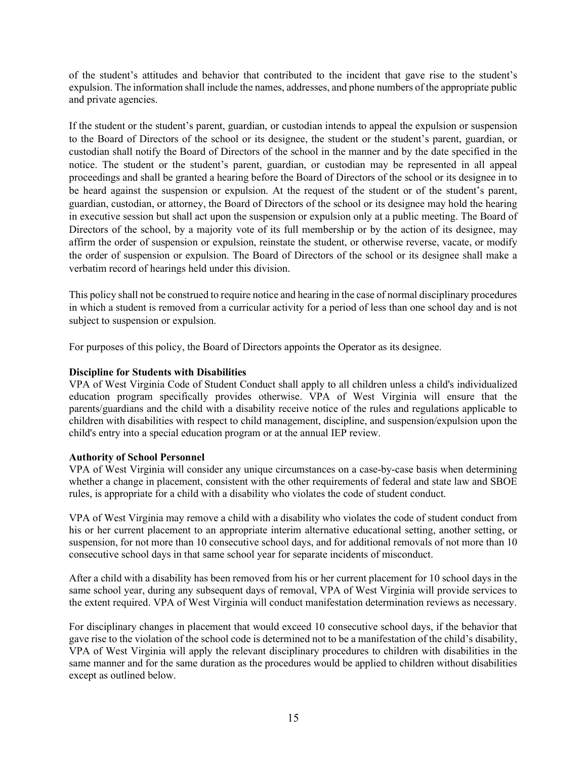of the student's attitudes and behavior that contributed to the incident that gave rise to the student's expulsion. The information shall include the names, addresses, and phone numbers of the appropriate public and private agencies.

If the student or the student's parent, guardian, or custodian intends to appeal the expulsion or suspension to the Board of Directors of the school or its designee, the student or the student's parent, guardian, or custodian shall notify the Board of Directors of the school in the manner and by the date specified in the notice. The student or the student's parent, guardian, or custodian may be represented in all appeal proceedings and shall be granted a hearing before the Board of Directors of the school or its designee in to be heard against the suspension or expulsion. At the request of the student or of the student's parent, guardian, custodian, or attorney, the Board of Directors of the school or its designee may hold the hearing in executive session but shall act upon the suspension or expulsion only at a public meeting. The Board of Directors of the school, by a majority vote of its full membership or by the action of its designee, may affirm the order of suspension or expulsion, reinstate the student, or otherwise reverse, vacate, or modify the order of suspension or expulsion. The Board of Directors of the school or its designee shall make a verbatim record of hearings held under this division.

This policy shall not be construed to require notice and hearing in the case of normal disciplinary procedures in which a student is removed from a curricular activity for a period of less than one school day and is not subject to suspension or expulsion.

For purposes of this policy, the Board of Directors appoints the Operator as its designee.

**Discipline for Students with Disabilities**

VPA of West Virginia Code of Student Conduct shall apply to all children unless a child's individualized education program specifically provides otherwise. VPA of West Virginia will ensure that the parents/guardians and the child with a disability receive notice of the rules and regulations applicable to children with disabilities with respect to child management, discipline, and suspension/expulsion upon the child's entry into a special education program or at the annual IEP review.

**Authority of School Personnel**

VPA of West Virginia will consider any unique circumstances on a case-by-case basis when determining whether a change in placement, consistent with the other requirements of federal and state law and SBOE rules, is appropriate for a child with a disability who violates the code of student conduct.

VPA of West Virginia may remove a child with a disability who violates the code of student conduct from his or her current placement to an appropriate interim alternative educational setting, another setting, or suspension, for not more than 10 consecutive school days, and for additional removals of not more than 10 consecutive school days in that same school year for separate incidents of misconduct.

After a child with a disability has been removed from his or her current placement for 10 school days in the same school year, during any subsequent days of removal, VPA of West Virginia will provide services to the extent required. VPA of West Virginia will conduct manifestation determination reviews as necessary.

For disciplinary changes in placement that would exceed 10 consecutive school days, if the behavior that gave rise to the violation of the school code is determined not to be a manifestation of the child's disability, VPA of West Virginia will apply the relevant disciplinary procedures to children with disabilities in the same manner and for the same duration as the procedures would be applied to children without disabilities except as outlined below.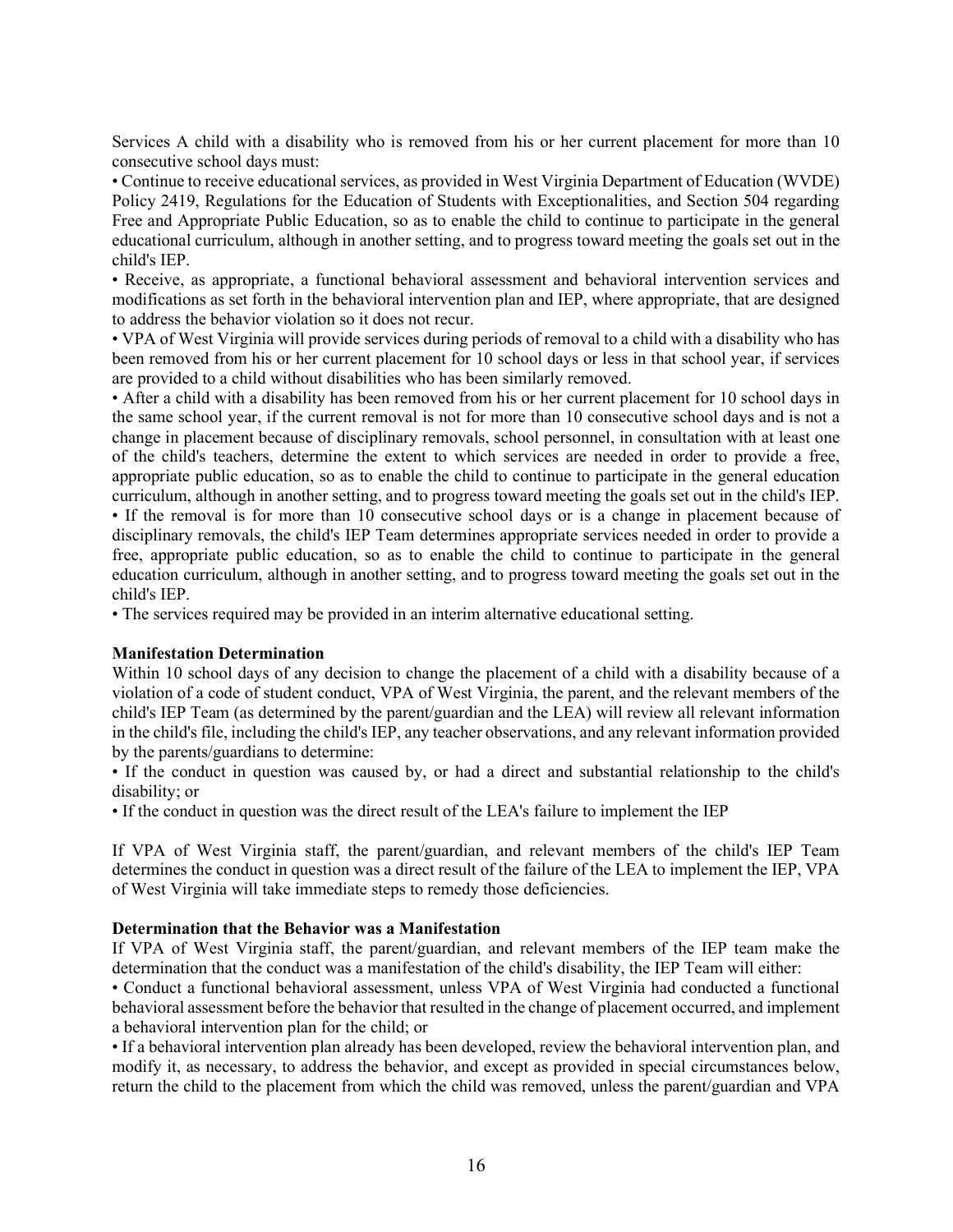Services A child with a disability who is removed from his or her current placement for more than 10 consecutive school days must:

• Continue to receive educational services, as provided in West Virginia Department of Education (WVDE) Policy 2419, Regulations for the Education of Students with Exceptionalities, and Section 504 regarding Free and Appropriate Public Education, so as to enable the child to continue to participate in the general educational curriculum, although in another setting, and to progress toward meeting the goals set out in the child's IEP.

• Receive, as appropriate, a functional behavioral assessment and behavioral intervention services and modifications as set forth in the behavioral intervention plan and IEP, where appropriate, that are designed to address the behavior violation so it does not recur.

• VPA of West Virginia will provide services during periods of removal to a child with a disability who has been removed from his or her current placement for 10 school days or less in that school year, if services are provided to a child without disabilities who has been similarly removed.

• After a child with a disability has been removed from his or her current placement for 10 school days in the same school year, if the current removal is not for more than 10 consecutive school days and is not a change in placement because of disciplinary removals, school personnel, in consultation with at least one of the child's teachers, determine the extent to which services are needed in order to provide a free, appropriate public education, so as to enable the child to continue to participate in the general education curriculum, although in another setting, and to progress toward meeting the goals set out in the child's IEP.

• If the removal is for more than 10 consecutive school days or is a change in placement because of disciplinary removals, the child's IEP Team determines appropriate services needed in order to provide a free, appropriate public education, so as to enable the child to continue to participate in the general education curriculum, although in another setting, and to progress toward meeting the goals set out in the child's IEP.

• The services required may be provided in an interim alternative educational setting.

**Manifestation Determination**

Within 10 school days of any decision to change the placement of a child with a disability because of a violation of a code of student conduct, VPA of West Virginia, the parent, and the relevant members of the child's IEP Team (as determined by the parent/guardian and the LEA) will review all relevant information in the child's file, including the child's IEP, any teacher observations, and any relevant information provided by the parents/guardians to determine:

• If the conduct in question was caused by, or had a direct and substantial relationship to the child's disability; or

• If the conduct in question was the direct result of the LEA's failure to implement the IEP

If VPA of West Virginia staff, the parent/guardian, and relevant members of the child's IEP Team determines the conduct in question was a direct result of the failure of the LEA to implement the IEP, VPA of West Virginia will take immediate steps to remedy those deficiencies.

**Determination that the Behavior was a Manifestation**

If VPA of West Virginia staff, the parent/guardian, and relevant members of the IEP team make the determination that the conduct was a manifestation of the child's disability, the IEP Team will either:

• Conduct a functional behavioral assessment, unless VPA of West Virginia had conducted a functional behavioral assessment before the behavior that resulted in the change of placement occurred, and implement a behavioral intervention plan for the child; or

• If a behavioral intervention plan already has been developed, review the behavioral intervention plan, and modify it, as necessary, to address the behavior, and except as provided in special circumstances below, return the child to the placement from which the child was removed, unless the parent/guardian and VPA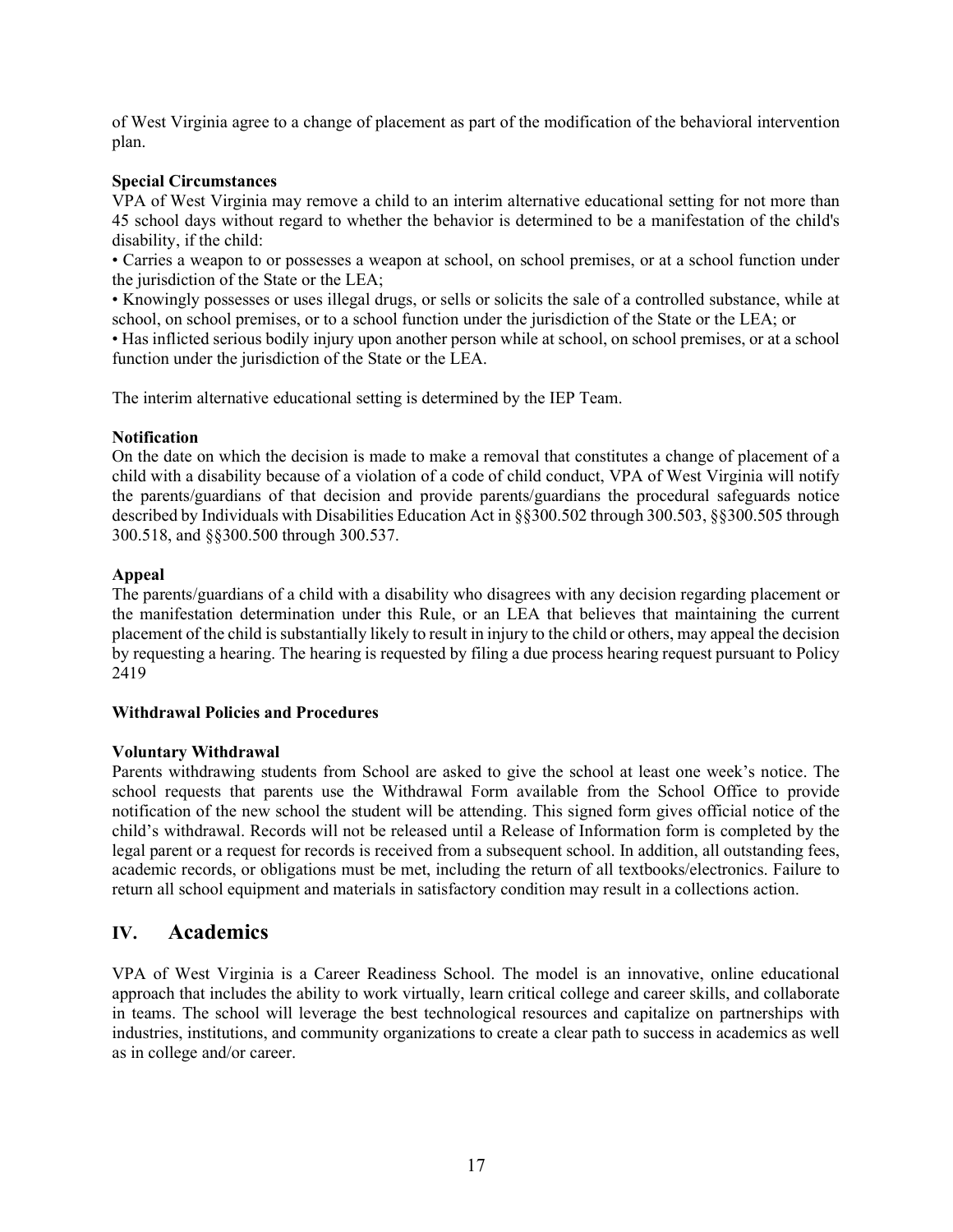of West Virginia agree to a change of placement as part of the modification of the behavioral intervention plan.

**Special Circumstances**

VPA of West Virginia may remove a child to an interim alternative educational setting for not more than 45 school days without regard to whether the behavior is determined to be a manifestation of the child's disability, if the child:

• Carries a weapon to or possesses a weapon at school, on school premises, or at a school function under the jurisdiction of the State or the LEA;

• Knowingly possesses or uses illegal drugs, or sells or solicits the sale of a controlled substance, while at school, on school premises, or to a school function under the jurisdiction of the State or the LEA; or

• Has inflicted serious bodily injury upon another person while at school, on school premises, or at a school function under the jurisdiction of the State or the LEA.

The interim alternative educational setting is determined by the IEP Team.

**Notification**

On the date on which the decision is made to make a removal that constitutes a change of placement of a child with a disability because of a violation of a code of child conduct, VPA of West Virginia will notify the parents/guardians of that decision and provide parents/guardians the procedural safeguards notice described by Individuals with Disabilities Education Act in §§300.502 through 300.503, §§300.505 through 300.518, and §§300.500 through 300.537.

**Appeal**

The parents/guardians of a child with a disability who disagrees with any decision regarding placement or the manifestation determination under this Rule, or an LEA that believes that maintaining the current placement of the child is substantially likely to result in injury to the child or others, may appeal the decision by requesting a hearing. The hearing is requested by filing a due process hearing request pursuant to Policy 2419

**Withdrawal Policies and Procedures**

**Voluntary Withdrawal**

Parents withdrawing students from School are asked to give the school at least one week's notice. The school requests that parents use the Withdrawal Form available from the School Office to provide notification of the new school the student will be attending. This signed form gives official notice of the child's withdrawal. Records will not be released until a Release of Information form is completed by the legal parent or a request for records is received from a subsequent school. In addition, all outstanding fees, academic records, or obligations must be met, including the return of all textbooks/electronics. Failure to return all school equipment and materials in satisfactory condition may result in a collections action.

## IV. Academics

VPA of West Virginia is a Career Readiness School. The model is an innovative, online educational approach that includes the ability to work virtually, learn critical college and career skills, and collaborate in teams. The school will leverage the best technological resources and capitalize on partnerships with industries, institutions, and community organizations to create a clear path to success in academics as well as in college and/or career.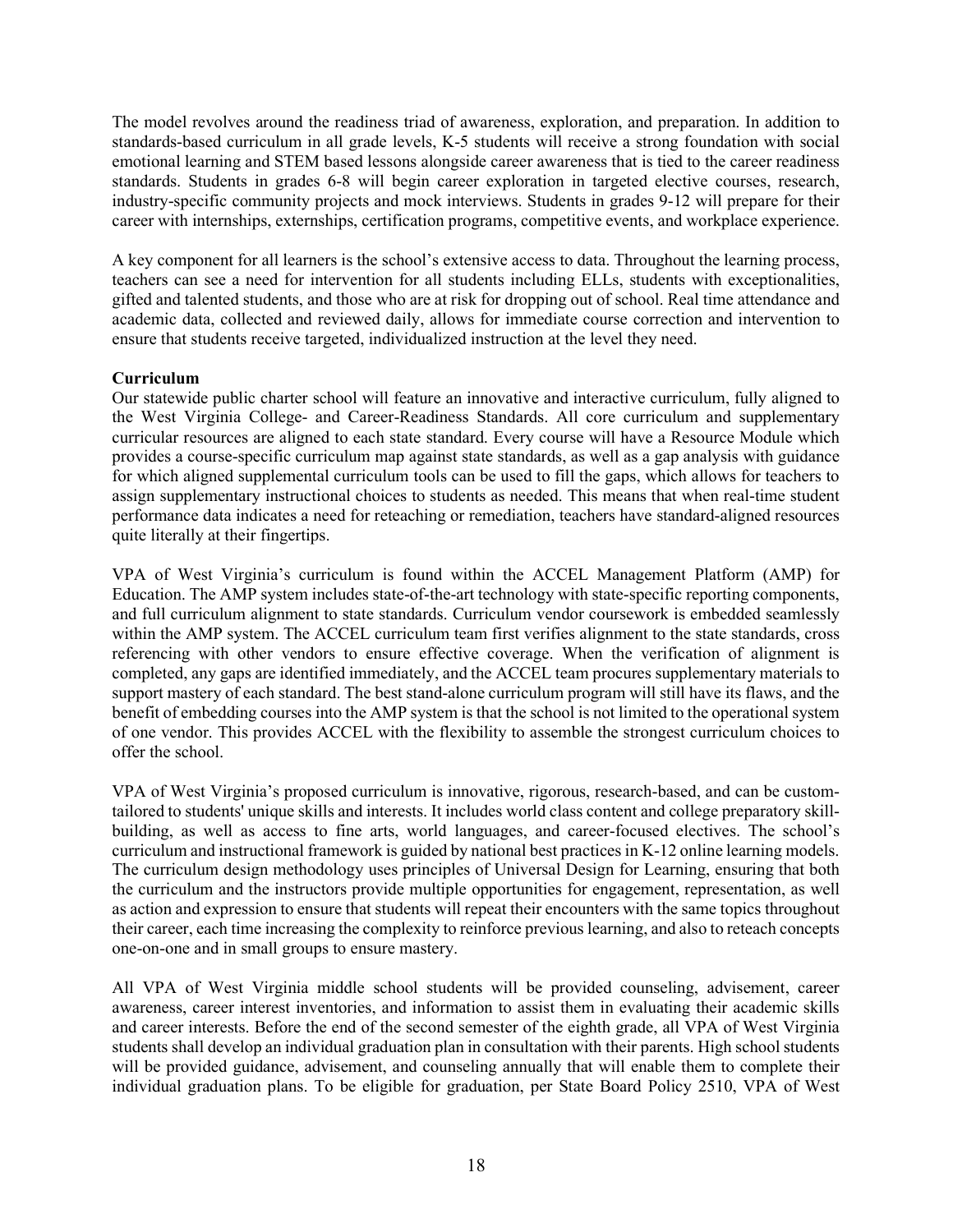The model revolves around the readiness triad of awareness, exploration, and preparation. In addition to standards-based curriculum in all grade levels, K-5 students will receive a strong foundation with social emotional learning and STEM based lessons alongside career awareness that is tied to the career readiness standards. Students in grades 6-8 will begin career exploration in targeted elective courses, research, industry-specific community projects and mock interviews. Students in grades 9-12 will prepare for their career with internships, externships, certification programs, competitive events, and workplace experience.

A key component for all learners is the school's extensive access to data. Throughout the learning process, teachers can see a need for intervention for all students including ELLs, students with exceptionalities, gifted and talented students, and those who are at risk for dropping out of school. Real time attendance and academic data, collected and reviewed daily, allows for immediate course correction and intervention to ensure that students receive targeted, individualized instruction at the level they need.

**Curriculum**

Our statewide public charter school will feature an innovative and interactive curriculum, fully aligned to the West Virginia College- and Career-Readiness Standards. All core curriculum and supplementary curricular resources are aligned to each state standard. Every course will have a Resource Module which provides a course-specific curriculum map against state standards, as well as a gap analysis with guidance for which aligned supplemental curriculum tools can be used to fill the gaps, which allows for teachers to assign supplementary instructional choices to students as needed. This means that when real-time student performance data indicates a need for reteaching or remediation, teachers have standard-aligned resources quite literally at their fingertips.

VPA of West Virginia's curriculum is found within the ACCEL Management Platform (AMP) for Education. The AMP system includes state-of-the-art technology with state-specific reporting components, and full curriculum alignment to state standards. Curriculum vendor coursework is embedded seamlessly within the AMP system. The ACCEL curriculum team first verifies alignment to the state standards, cross referencing with other vendors to ensure effective coverage. When the verification of alignment is completed, any gaps are identified immediately, and the ACCEL team procures supplementary materials to support mastery of each standard. The best stand-alone curriculum program will still have its flaws, and the benefit of embedding courses into the AMP system is that the school is not limited to the operational system of one vendor. This provides ACCEL with the flexibility to assemble the strongest curriculum choices to offer the school.

VPA of West Virginia's proposed curriculum is innovative, rigorous, research-based, and can be custom-tailored to students' unique skills and interests. It includes world class content and college preparatory skill-building, as well as access to fine arts, world languages, and career-focused electives. The school's curriculum and instructional framework is guided by national best practices in K-12 online learning models. The curriculum design methodology uses principles of Universal Design for Learning, ensuring that both the curriculum and the instructors provide multiple opportunities for engagement, representation, as well as action and expression to ensure that students will repeat their encounters with the same topics throughout their career, each time increasing the complexity to reinforce previous learning, and also to reteach concepts one-on-one and in small groups to ensure mastery.

All VPA of West Virginia middle school students will be provided counseling, advisement, career awareness, career interest inventories, and information to assist them in evaluating their academic skills and career interests. Before the end of the second semester of the eighth grade, all VPA of West Virginia students shall develop an individual graduation plan in consultation with their parents. High school students will be provided guidance, advisement, and counseling annually that will enable them to complete their individual graduation plans. To be eligible for graduation, per State Board Policy 2510, VPA of West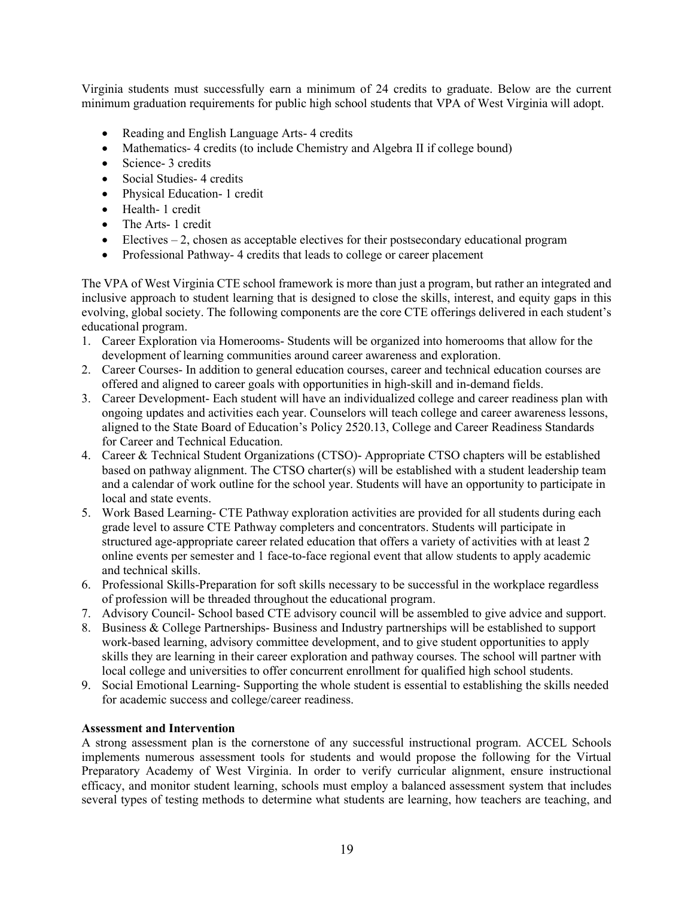Virginia students must successfully earn a minimum of 24 credits to graduate. Below are the current minimum graduation requirements for public high school students that VPA of West Virginia will adopt.

- Reading and English Language Arts- 4 credits
- Mathematics- 4 credits (to include Chemistry and Algebra II if college bound)
- Science- 3 credits
- Social Studies- 4 credits
- Physical Education- 1 credit
- Health- 1 credit
- The Arts- 1 credit
- Electives – 2, chosen as acceptable electives for their postsecondary educational program
- Professional Pathway- 4 credits that leads to college or career placement

The VPA of West Virginia CTE school framework is more than just a program, but rather an integrated and inclusive approach to student learning that is designed to close the skills, interest, and equity gaps in this evolving, global society. The following components are the core CTE offerings delivered in each student's educational program.

1. Career Exploration via Homerooms- Students will be organized into homerooms that allow for the development of learning communities around career awareness and exploration.
2. Career Courses- In addition to general education courses, career and technical education courses are offered and aligned to career goals with opportunities in high-skill and in-demand fields.
3. Career Development- Each student will have an individualized college and career readiness plan with ongoing updates and activities each year. Counselors will teach college and career awareness lessons, aligned to the State Board of Education's Policy 2520.13, College and Career Readiness Standards for Career and Technical Education.
4. Career & Technical Student Organizations (CTSO)- Appropriate CTSO chapters will be established based on pathway alignment. The CTSO charter(s) will be established with a student leadership team and a calendar of work outline for the school year. Students will have an opportunity to participate in local and state events.
5. Work Based Learning- CTE Pathway exploration activities are provided for all students during each grade level to assure CTE Pathway completers and concentrators. Students will participate in structured age-appropriate career related education that offers a variety of activities with at least 2 online events per semester and 1 face-to-face regional event that allow students to apply academic and technical skills.
6. Professional Skills-Preparation for soft skills necessary to be successful in the workplace regardless of profession will be threaded throughout the educational program.
7. Advisory Council- School based CTE advisory council will be assembled to give advice and support.
8. Business & College Partnerships- Business and Industry partnerships will be established to support work-based learning, advisory committee development, and to give student opportunities to apply skills they are learning in their career exploration and pathway courses. The school will partner with local college and universities to offer concurrent enrollment for qualified high school students.
9. Social Emotional Learning- Supporting the whole student is essential to establishing the skills needed for academic success and college/career readiness.

**Assessment and Intervention**

A strong assessment plan is the cornerstone of any successful instructional program. ACCEL Schools implements numerous assessment tools for students and would propose the following for the Virtual Preparatory Academy of West Virginia. In order to verify curricular alignment, ensure instructional efficacy, and monitor student learning, schools must employ a balanced assessment system that includes several types of testing methods to determine what students are learning, how teachers are teaching, and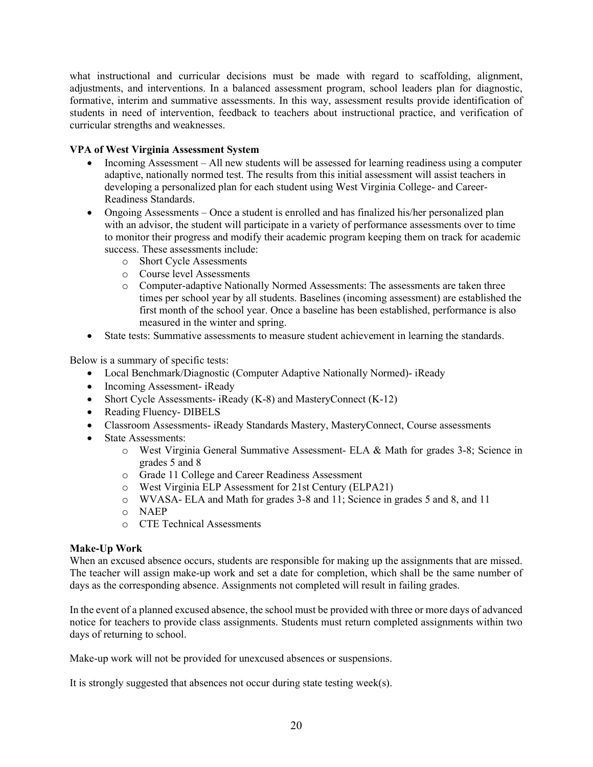what instructional and curricular decisions must be made with regard to scaffolding, alignment, adjustments, and interventions. In a balanced assessment program, school leaders plan for diagnostic, formative, interim and summative assessments. In this way, assessment results provide identification of students in need of intervention, feedback to teachers about instructional practice, and verification of curricular strengths and weaknesses.

**VPA of West Virginia Assessment System**

- Incoming Assessment – All new students will be assessed for learning readiness using a computer adaptive, nationally normed test. The results from this initial assessment will assist teachers in developing a personalized plan for each student using West Virginia College- and Career-Readiness Standards.
- Ongoing Assessments – Once a student is enrolled and has finalized his/her personalized plan with an advisor, the student will participate in a variety of performance assessments over to time to monitor their progress and modify their academic program keeping them on track for academic success. These assessments include:
  - Short Cycle Assessments
  - Course level Assessments
  - Computer-adaptive Nationally Normed Assessments: The assessments are taken three times per school year by all students. Baselines (incoming assessment) are established the first month of the school year. Once a baseline has been established, performance is also measured in the winter and spring.
- State tests: Summative assessments to measure student achievement in learning the standards.

Below is a summary of specific tests:

- Local Benchmark/Diagnostic (Computer Adaptive Nationally Normed)- iReady
- Incoming Assessment- iReady
- Short Cycle Assessments- iReady (K-8) and MasteryConnect (K-12)
- Reading Fluency- DIBELS
- Classroom Assessments- iReady Standards Mastery, MasteryConnect, Course assessments
- State Assessments:
  - West Virginia General Summative Assessment- ELA & Math for grades 3-8; Science in grades 5 and 8
  - Grade 11 College and Career Readiness Assessment
  - West Virginia ELP Assessment for 21st Century (ELPA21)
  - WVASA- ELA and Math for grades 3-8 and 11; Science in grades 5 and 8, and 11
  - NAEP
  - CTE Technical Assessments

**Make-Up Work**

When an excused absence occurs, students are responsible for making up the assignments that are missed. The teacher will assign make-up work and set a date for completion, which shall be the same number of days as the corresponding absence. Assignments not completed will result in failing grades.

In the event of a planned excused absence, the school must be provided with three or more days of advanced notice for teachers to provide class assignments. Students must return completed assignments within two days of returning to school.

Make-up work will not be provided for unexcused absences or suspensions.

It is strongly suggested that absences not occur during state testing week(s).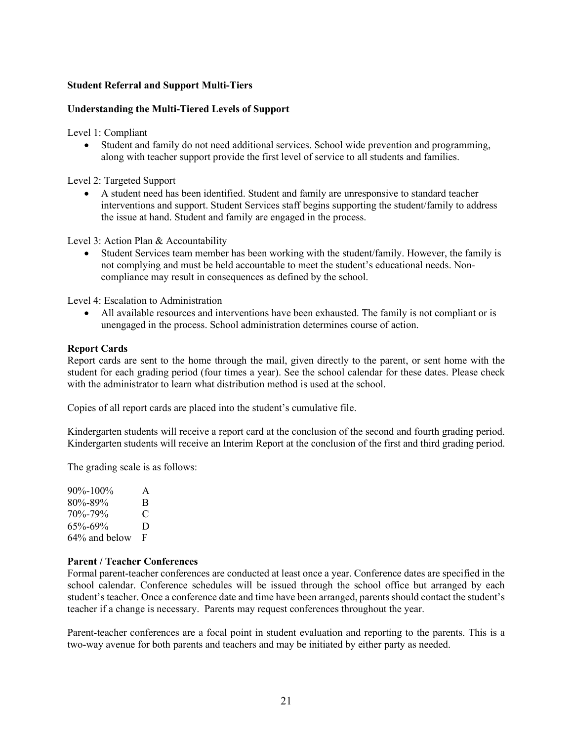**Student Referral and Support Multi-Tiers**

**Understanding the Multi-Tiered Levels of Support**

Level 1: Compliant

- Student and family do not need additional services. School wide prevention and programming, along with teacher support provide the first level of service to all students and families.

Level 2: Targeted Support

- A student need has been identified. Student and family are unresponsive to standard teacher interventions and support. Student Services staff begins supporting the student/family to address the issue at hand. Student and family are engaged in the process.

Level 3: Action Plan & Accountability

- Student Services team member has been working with the student/family. However, the family is not complying and must be held accountable to meet the student's educational needs. Non-compliance may result in consequences as defined by the school.

Level 4: Escalation to Administration

- All available resources and interventions have been exhausted. The family is not compliant or is unengaged in the process. School administration determines course of action.

**Report Cards**

Report cards are sent to the home through the mail, given directly to the parent, or sent home with the student for each grading period (four times a year). See the school calendar for these dates. Please check with the administrator to learn what distribution method is used at the school.

Copies of all report cards are placed into the student's cumulative file.

Kindergarten students will receive a report card at the conclusion of the second and fourth grading period. Kindergarten students will receive an Interim Report at the conclusion of the first and third grading period.

The grading scale is as follows:

| | |
|---|---|
| 90%-100% | A |
| 80%-89% | B |
| 70%-79% | C |
| 65%-69% | D |
| 64% and below | F |

**Parent / Teacher Conferences**

Formal parent-teacher conferences are conducted at least once a year. Conference dates are specified in the school calendar. Conference schedules will be issued through the school office but arranged by each student's teacher. Once a conference date and time have been arranged, parents should contact the student's teacher if a change is necessary. Parents may request conferences throughout the year.

Parent-teacher conferences are a focal point in student evaluation and reporting to the parents. This is a two-way avenue for both parents and teachers and may be initiated by either party as needed.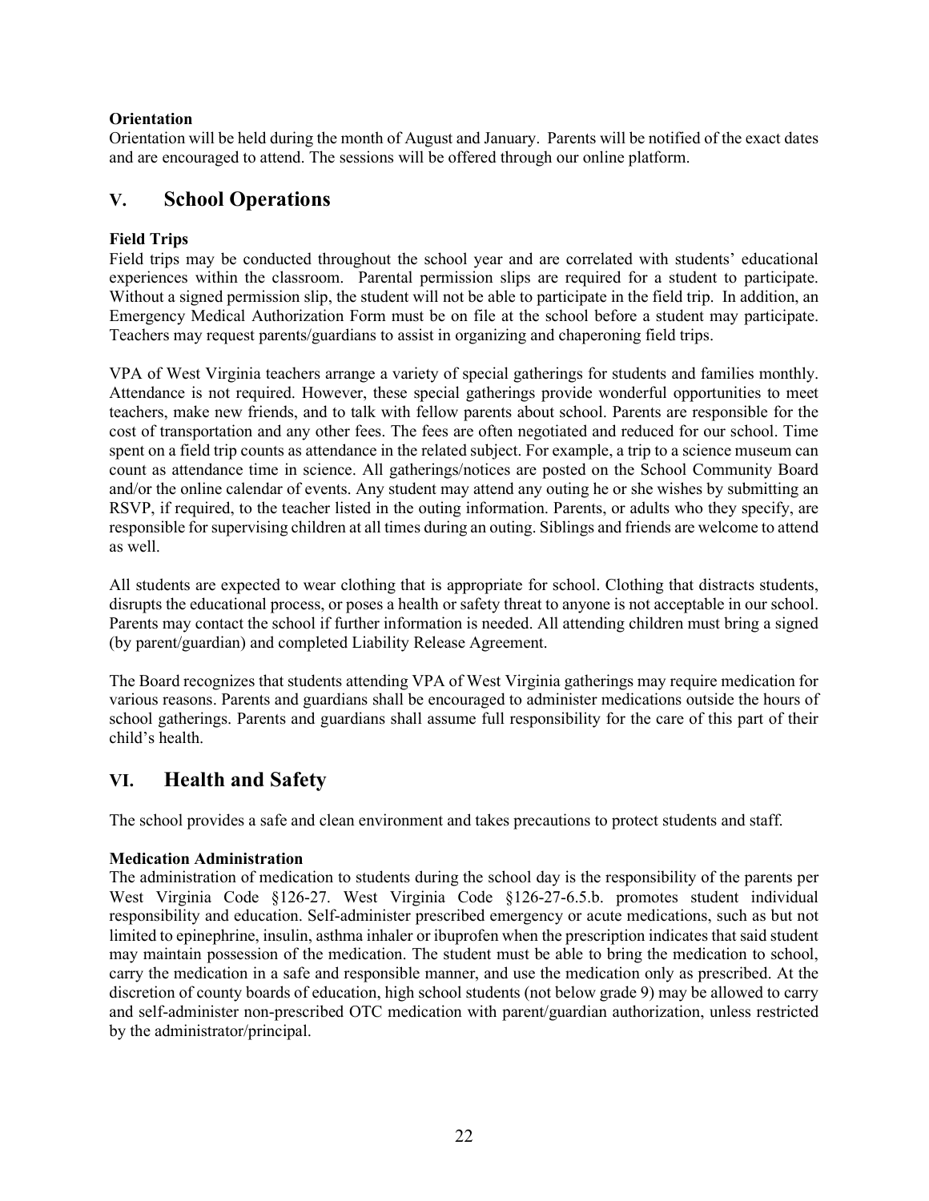**Orientation**

Orientation will be held during the month of August and January. Parents will be notified of the exact dates and are encouraged to attend. The sessions will be offered through our online platform.

## V. School Operations

**Field Trips**

Field trips may be conducted throughout the school year and are correlated with students' educational experiences within the classroom. Parental permission slips are required for a student to participate. Without a signed permission slip, the student will not be able to participate in the field trip. In addition, an Emergency Medical Authorization Form must be on file at the school before a student may participate. Teachers may request parents/guardians to assist in organizing and chaperoning field trips.

VPA of West Virginia teachers arrange a variety of special gatherings for students and families monthly. Attendance is not required. However, these special gatherings provide wonderful opportunities to meet teachers, make new friends, and to talk with fellow parents about school. Parents are responsible for the cost of transportation and any other fees. The fees are often negotiated and reduced for our school. Time spent on a field trip counts as attendance in the related subject. For example, a trip to a science museum can count as attendance time in science. All gatherings/notices are posted on the School Community Board and/or the online calendar of events. Any student may attend any outing he or she wishes by submitting an RSVP, if required, to the teacher listed in the outing information. Parents, or adults who they specify, are responsible for supervising children at all times during an outing. Siblings and friends are welcome to attend as well.

All students are expected to wear clothing that is appropriate for school. Clothing that distracts students, disrupts the educational process, or poses a health or safety threat to anyone is not acceptable in our school. Parents may contact the school if further information is needed. All attending children must bring a signed (by parent/guardian) and completed Liability Release Agreement.

The Board recognizes that students attending VPA of West Virginia gatherings may require medication for various reasons. Parents and guardians shall be encouraged to administer medications outside the hours of school gatherings. Parents and guardians shall assume full responsibility for the care of this part of their child's health.

## VI. Health and Safety

The school provides a safe and clean environment and takes precautions to protect students and staff.

**Medication Administration**

The administration of medication to students during the school day is the responsibility of the parents per West Virginia Code §126-27. West Virginia Code §126-27-6.5.b. promotes student individual responsibility and education. Self-administer prescribed emergency or acute medications, such as but not limited to epinephrine, insulin, asthma inhaler or ibuprofen when the prescription indicates that said student may maintain possession of the medication. The student must be able to bring the medication to school, carry the medication in a safe and responsible manner, and use the medication only as prescribed. At the discretion of county boards of education, high school students (not below grade 9) may be allowed to carry and self-administer non-prescribed OTC medication with parent/guardian authorization, unless restricted by the administrator/principal.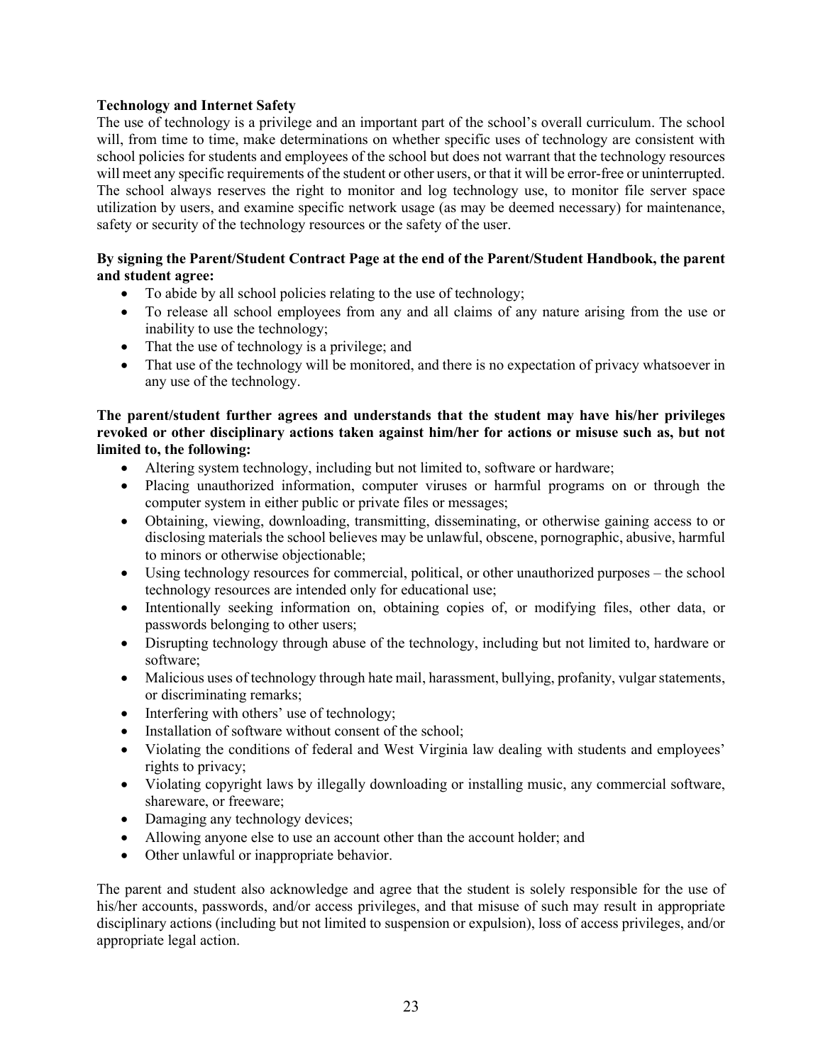**Technology and Internet Safety**

The use of technology is a privilege and an important part of the school's overall curriculum. The school will, from time to time, make determinations on whether specific uses of technology are consistent with school policies for students and employees of the school but does not warrant that the technology resources will meet any specific requirements of the student or other users, or that it will be error-free or uninterrupted. The school always reserves the right to monitor and log technology use, to monitor file server space utilization by users, and examine specific network usage (as may be deemed necessary) for maintenance, safety or security of the technology resources or the safety of the user.

**By signing the Parent/Student Contract Page at the end of the Parent/Student Handbook, the parent and student agree:**

- To abide by all school policies relating to the use of technology;
- To release all school employees from any and all claims of any nature arising from the use or inability to use the technology;
- That the use of technology is a privilege; and
- That use of the technology will be monitored, and there is no expectation of privacy whatsoever in any use of the technology.

**The parent/student further agrees and understands that the student may have his/her privileges revoked or other disciplinary actions taken against him/her for actions or misuse such as, but not limited to, the following:**

- Altering system technology, including but not limited to, software or hardware;
- Placing unauthorized information, computer viruses or harmful programs on or through the computer system in either public or private files or messages;
- Obtaining, viewing, downloading, transmitting, disseminating, or otherwise gaining access to or disclosing materials the school believes may be unlawful, obscene, pornographic, abusive, harmful to minors or otherwise objectionable;
- Using technology resources for commercial, political, or other unauthorized purposes – the school technology resources are intended only for educational use;
- Intentionally seeking information on, obtaining copies of, or modifying files, other data, or passwords belonging to other users;
- Disrupting technology through abuse of the technology, including but not limited to, hardware or software;
- Malicious uses of technology through hate mail, harassment, bullying, profanity, vulgar statements, or discriminating remarks;
- Interfering with others' use of technology;
- Installation of software without consent of the school;
- Violating the conditions of federal and West Virginia law dealing with students and employees' rights to privacy;
- Violating copyright laws by illegally downloading or installing music, any commercial software, shareware, or freeware;
- Damaging any technology devices;
- Allowing anyone else to use an account other than the account holder; and
- Other unlawful or inappropriate behavior.

The parent and student also acknowledge and agree that the student is solely responsible for the use of his/her accounts, passwords, and/or access privileges, and that misuse of such may result in appropriate disciplinary actions (including but not limited to suspension or expulsion), loss of access privileges, and/or appropriate legal action.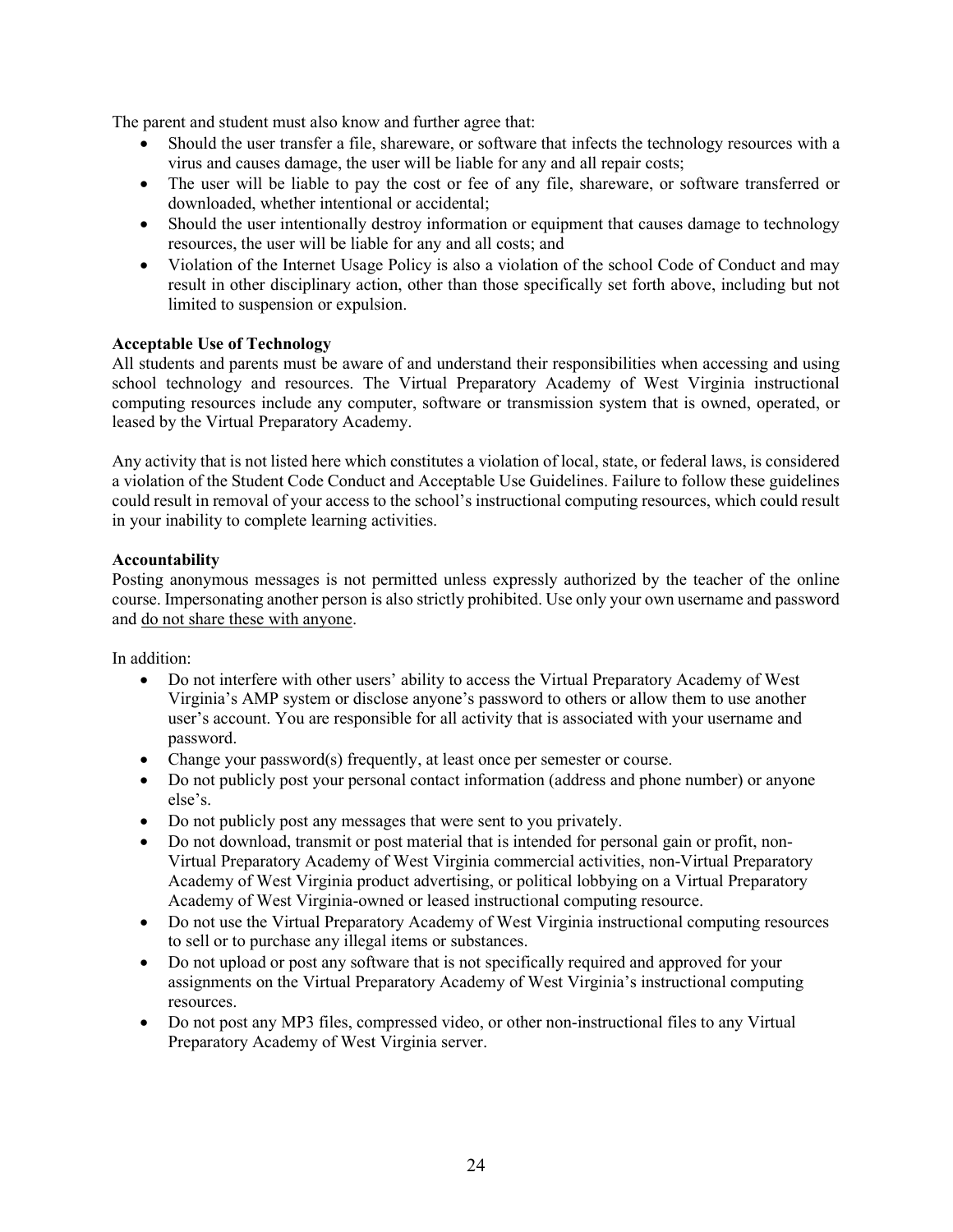The parent and student must also know and further agree that:

- Should the user transfer a file, shareware, or software that infects the technology resources with a virus and causes damage, the user will be liable for any and all repair costs;
- The user will be liable to pay the cost or fee of any file, shareware, or software transferred or downloaded, whether intentional or accidental;
- Should the user intentionally destroy information or equipment that causes damage to technology resources, the user will be liable for any and all costs; and
- Violation of the Internet Usage Policy is also a violation of the school Code of Conduct and may result in other disciplinary action, other than those specifically set forth above, including but not limited to suspension or expulsion.

**Acceptable Use of Technology**

All students and parents must be aware of and understand their responsibilities when accessing and using school technology and resources. The Virtual Preparatory Academy of West Virginia instructional computing resources include any computer, software or transmission system that is owned, operated, or leased by the Virtual Preparatory Academy.

Any activity that is not listed here which constitutes a violation of local, state, or federal laws, is considered a violation of the Student Code Conduct and Acceptable Use Guidelines. Failure to follow these guidelines could result in removal of your access to the school's instructional computing resources, which could result in your inability to complete learning activities.

**Accountability**

Posting anonymous messages is not permitted unless expressly authorized by the teacher of the online course. Impersonating another person is also strictly prohibited. Use only your own username and password and <u>do not share these with anyone</u>.

In addition:

- Do not interfere with other users' ability to access the Virtual Preparatory Academy of West Virginia's AMP system or disclose anyone's password to others or allow them to use another user's account. You are responsible for all activity that is associated with your username and password.
- Change your password(s) frequently, at least once per semester or course.
- Do not publicly post your personal contact information (address and phone number) or anyone else's.
- Do not publicly post any messages that were sent to you privately.
- Do not download, transmit or post material that is intended for personal gain or profit, non-Virtual Preparatory Academy of West Virginia commercial activities, non-Virtual Preparatory Academy of West Virginia product advertising, or political lobbying on a Virtual Preparatory Academy of West Virginia-owned or leased instructional computing resource.
- Do not use the Virtual Preparatory Academy of West Virginia instructional computing resources to sell or to purchase any illegal items or substances.
- Do not upload or post any software that is not specifically required and approved for your assignments on the Virtual Preparatory Academy of West Virginia's instructional computing resources.
- Do not post any MP3 files, compressed video, or other non-instructional files to any Virtual Preparatory Academy of West Virginia server.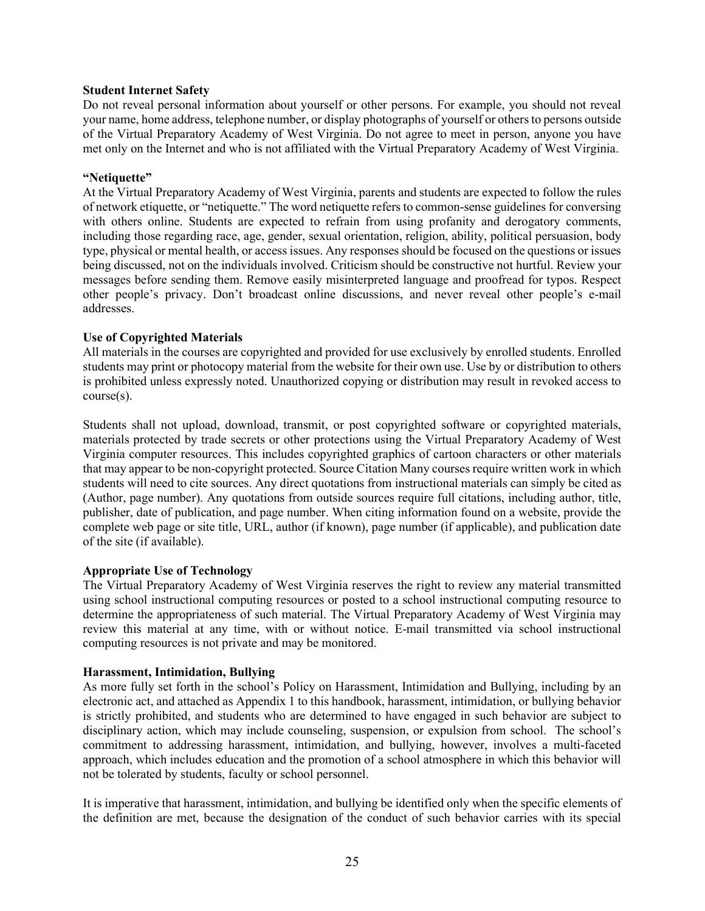**Student Internet Safety**

Do not reveal personal information about yourself or other persons. For example, you should not reveal your name, home address, telephone number, or display photographs of yourself or others to persons outside of the Virtual Preparatory Academy of West Virginia. Do not agree to meet in person, anyone you have met only on the Internet and who is not affiliated with the Virtual Preparatory Academy of West Virginia.

**"Netiquette"**

At the Virtual Preparatory Academy of West Virginia, parents and students are expected to follow the rules of network etiquette, or "netiquette." The word netiquette refers to common-sense guidelines for conversing with others online. Students are expected to refrain from using profanity and derogatory comments, including those regarding race, age, gender, sexual orientation, religion, ability, political persuasion, body type, physical or mental health, or access issues. Any responses should be focused on the questions or issues being discussed, not on the individuals involved. Criticism should be constructive not hurtful. Review your messages before sending them. Remove easily misinterpreted language and proofread for typos. Respect other people's privacy. Don't broadcast online discussions, and never reveal other people's e-mail addresses.

**Use of Copyrighted Materials**

All materials in the courses are copyrighted and provided for use exclusively by enrolled students. Enrolled students may print or photocopy material from the website for their own use. Use by or distribution to others is prohibited unless expressly noted. Unauthorized copying or distribution may result in revoked access to course(s).

Students shall not upload, download, transmit, or post copyrighted software or copyrighted materials, materials protected by trade secrets or other protections using the Virtual Preparatory Academy of West Virginia computer resources. This includes copyrighted graphics of cartoon characters or other materials that may appear to be non-copyright protected. Source Citation Many courses require written work in which students will need to cite sources. Any direct quotations from instructional materials can simply be cited as (Author, page number). Any quotations from outside sources require full citations, including author, title, publisher, date of publication, and page number. When citing information found on a website, provide the complete web page or site title, URL, author (if known), page number (if applicable), and publication date of the site (if available).

**Appropriate Use of Technology**

The Virtual Preparatory Academy of West Virginia reserves the right to review any material transmitted using school instructional computing resources or posted to a school instructional computing resource to determine the appropriateness of such material. The Virtual Preparatory Academy of West Virginia may review this material at any time, with or without notice. E-mail transmitted via school instructional computing resources is not private and may be monitored.

**Harassment, Intimidation, Bullying**

As more fully set forth in the school's Policy on Harassment, Intimidation and Bullying, including by an electronic act, and attached as Appendix 1 to this handbook, harassment, intimidation, or bullying behavior is strictly prohibited, and students who are determined to have engaged in such behavior are subject to disciplinary action, which may include counseling, suspension, or expulsion from school. The school's commitment to addressing harassment, intimidation, and bullying, however, involves a multi-faceted approach, which includes education and the promotion of a school atmosphere in which this behavior will not be tolerated by students, faculty or school personnel.

It is imperative that harassment, intimidation, and bullying be identified only when the specific elements of the definition are met, because the designation of the conduct of such behavior carries with its special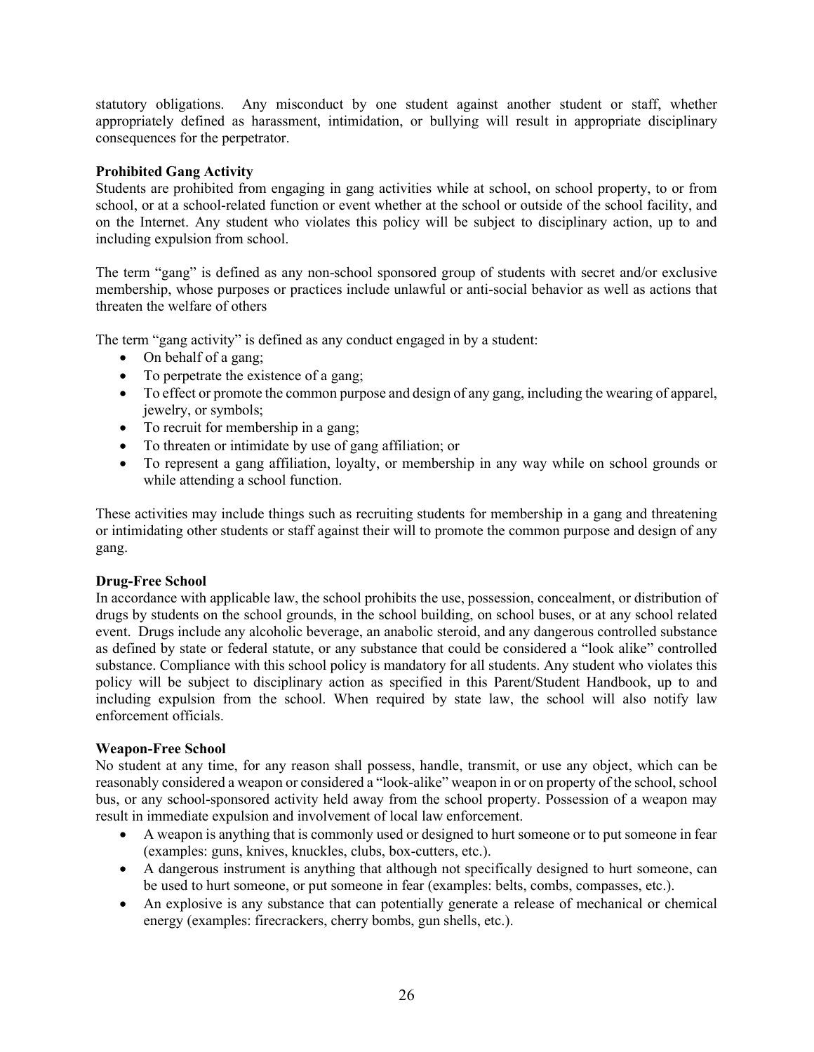statutory obligations. Any misconduct by one student against another student or staff, whether appropriately defined as harassment, intimidation, or bullying will result in appropriate disciplinary consequences for the perpetrator.

**Prohibited Gang Activity**

Students are prohibited from engaging in gang activities while at school, on school property, to or from school, or at a school-related function or event whether at the school or outside of the school facility, and on the Internet. Any student who violates this policy will be subject to disciplinary action, up to and including expulsion from school.

The term "gang" is defined as any non-school sponsored group of students with secret and/or exclusive membership, whose purposes or practices include unlawful or anti-social behavior as well as actions that threaten the welfare of others

The term "gang activity" is defined as any conduct engaged in by a student:

- On behalf of a gang;
- To perpetrate the existence of a gang;
- To effect or promote the common purpose and design of any gang, including the wearing of apparel, jewelry, or symbols;
- To recruit for membership in a gang;
- To threaten or intimidate by use of gang affiliation; or
- To represent a gang affiliation, loyalty, or membership in any way while on school grounds or while attending a school function.

These activities may include things such as recruiting students for membership in a gang and threatening or intimidating other students or staff against their will to promote the common purpose and design of any gang.

**Drug-Free School**

In accordance with applicable law, the school prohibits the use, possession, concealment, or distribution of drugs by students on the school grounds, in the school building, on school buses, or at any school related event. Drugs include any alcoholic beverage, an anabolic steroid, and any dangerous controlled substance as defined by state or federal statute, or any substance that could be considered a "look alike" controlled substance. Compliance with this school policy is mandatory for all students. Any student who violates this policy will be subject to disciplinary action as specified in this Parent/Student Handbook, up to and including expulsion from the school. When required by state law, the school will also notify law enforcement officials.

**Weapon-Free School**

No student at any time, for any reason shall possess, handle, transmit, or use any object, which can be reasonably considered a weapon or considered a "look-alike" weapon in or on property of the school, school bus, or any school-sponsored activity held away from the school property. Possession of a weapon may result in immediate expulsion and involvement of local law enforcement.

- A weapon is anything that is commonly used or designed to hurt someone or to put someone in fear (examples: guns, knives, knuckles, clubs, box-cutters, etc.).
- A dangerous instrument is anything that although not specifically designed to hurt someone, can be used to hurt someone, or put someone in fear (examples: belts, combs, compasses, etc.).
- An explosive is any substance that can potentially generate a release of mechanical or chemical energy (examples: firecrackers, cherry bombs, gun shells, etc.).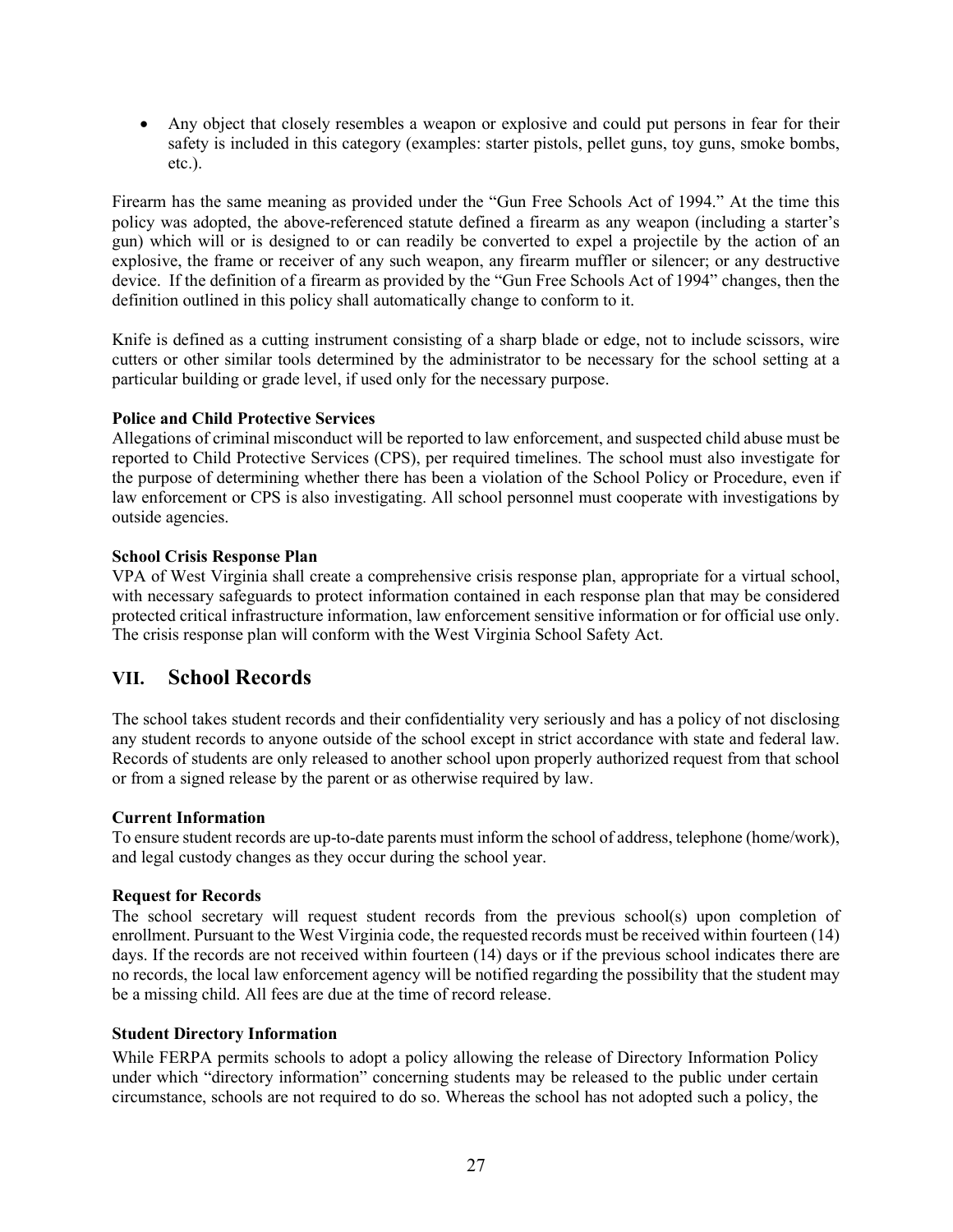- Any object that closely resembles a weapon or explosive and could put persons in fear for their safety is included in this category (examples: starter pistols, pellet guns, toy guns, smoke bombs, etc.).

Firearm has the same meaning as provided under the "Gun Free Schools Act of 1994." At the time this policy was adopted, the above-referenced statute defined a firearm as any weapon (including a starter's gun) which will or is designed to or can readily be converted to expel a projectile by the action of an explosive, the frame or receiver of any such weapon, any firearm muffler or silencer; or any destructive device. If the definition of a firearm as provided by the "Gun Free Schools Act of 1994" changes, then the definition outlined in this policy shall automatically change to conform to it.

Knife is defined as a cutting instrument consisting of a sharp blade or edge, not to include scissors, wire cutters or other similar tools determined by the administrator to be necessary for the school setting at a particular building or grade level, if used only for the necessary purpose.

**Police and Child Protective Services**
Allegations of criminal misconduct will be reported to law enforcement, and suspected child abuse must be reported to Child Protective Services (CPS), per required timelines. The school must also investigate for the purpose of determining whether there has been a violation of the School Policy or Procedure, even if law enforcement or CPS is also investigating. All school personnel must cooperate with investigations by outside agencies.

**School Crisis Response Plan**
VPA of West Virginia shall create a comprehensive crisis response plan, appropriate for a virtual school, with necessary safeguards to protect information contained in each response plan that may be considered protected critical infrastructure information, law enforcement sensitive information or for official use only. The crisis response plan will conform with the West Virginia School Safety Act.

## VII. School Records

The school takes student records and their confidentiality very seriously and has a policy of not disclosing any student records to anyone outside of the school except in strict accordance with state and federal law. Records of students are only released to another school upon properly authorized request from that school or from a signed release by the parent or as otherwise required by law.

**Current Information**
To ensure student records are up-to-date parents must inform the school of address, telephone (home/work), and legal custody changes as they occur during the school year.

**Request for Records**
The school secretary will request student records from the previous school(s) upon completion of enrollment. Pursuant to the West Virginia code, the requested records must be received within fourteen (14) days. If the records are not received within fourteen (14) days or if the previous school indicates there are no records, the local law enforcement agency will be notified regarding the possibility that the student may be a missing child. All fees are due at the time of record release.

**Student Directory Information**
While FERPA permits schools to adopt a policy allowing the release of Directory Information Policy under which "directory information" concerning students may be released to the public under certain circumstance, schools are not required to do so. Whereas the school has not adopted such a policy, the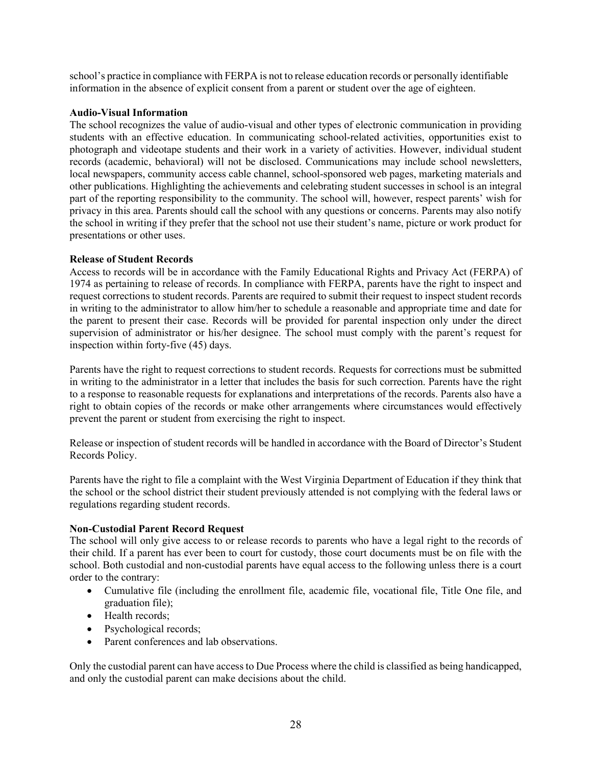school's practice in compliance with FERPA is not to release education records or personally identifiable information in the absence of explicit consent from a parent or student over the age of eighteen.

**Audio-Visual Information**

The school recognizes the value of audio-visual and other types of electronic communication in providing students with an effective education. In communicating school-related activities, opportunities exist to photograph and videotape students and their work in a variety of activities. However, individual student records (academic, behavioral) will not be disclosed. Communications may include school newsletters, local newspapers, community access cable channel, school-sponsored web pages, marketing materials and other publications. Highlighting the achievements and celebrating student successes in school is an integral part of the reporting responsibility to the community. The school will, however, respect parents' wish for privacy in this area. Parents should call the school with any questions or concerns. Parents may also notify the school in writing if they prefer that the school not use their student's name, picture or work product for presentations or other uses.

**Release of Student Records**

Access to records will be in accordance with the Family Educational Rights and Privacy Act (FERPA) of 1974 as pertaining to release of records. In compliance with FERPA, parents have the right to inspect and request corrections to student records. Parents are required to submit their request to inspect student records in writing to the administrator to allow him/her to schedule a reasonable and appropriate time and date for the parent to present their case. Records will be provided for parental inspection only under the direct supervision of administrator or his/her designee. The school must comply with the parent's request for inspection within forty-five (45) days.

Parents have the right to request corrections to student records. Requests for corrections must be submitted in writing to the administrator in a letter that includes the basis for such correction. Parents have the right to a response to reasonable requests for explanations and interpretations of the records. Parents also have a right to obtain copies of the records or make other arrangements where circumstances would effectively prevent the parent or student from exercising the right to inspect.

Release or inspection of student records will be handled in accordance with the Board of Director's Student Records Policy.

Parents have the right to file a complaint with the West Virginia Department of Education if they think that the school or the school district their student previously attended is not complying with the federal laws or regulations regarding student records.

**Non-Custodial Parent Record Request**

The school will only give access to or release records to parents who have a legal right to the records of their child. If a parent has ever been to court for custody, those court documents must be on file with the school. Both custodial and non-custodial parents have equal access to the following unless there is a court order to the contrary:

- Cumulative file (including the enrollment file, academic file, vocational file, Title One file, and graduation file);
- Health records;
- Psychological records;
- Parent conferences and lab observations.

Only the custodial parent can have access to Due Process where the child is classified as being handicapped, and only the custodial parent can make decisions about the child.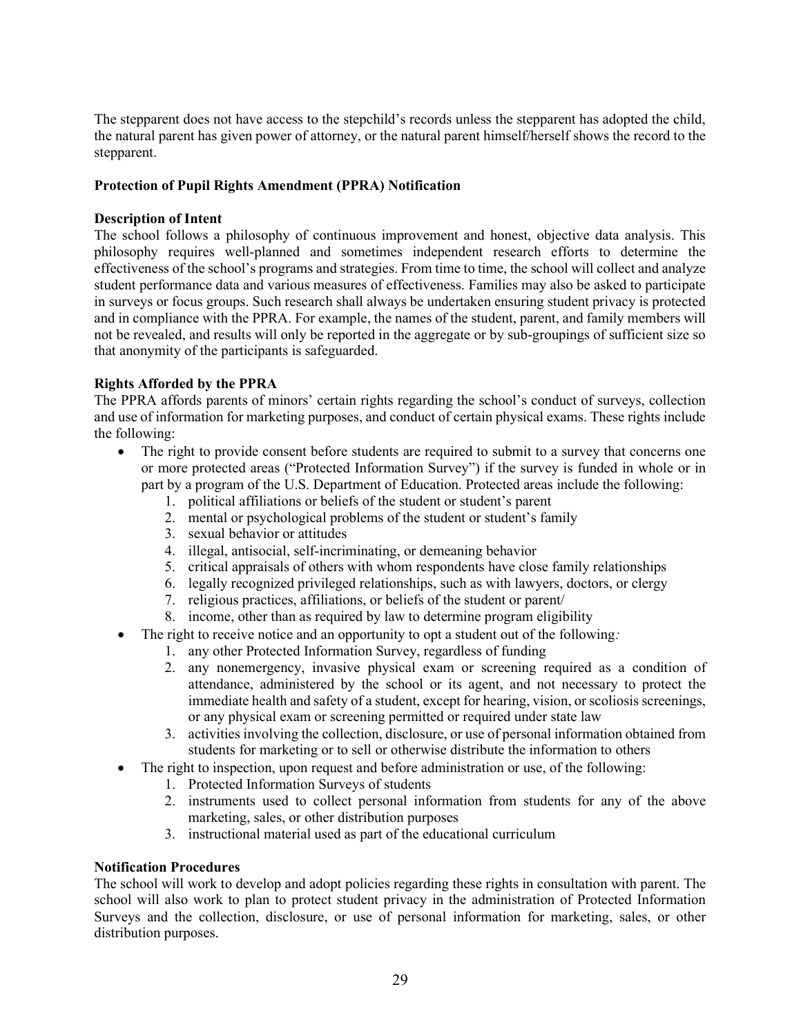The stepparent does not have access to the stepchild's records unless the stepparent has adopted the child, the natural parent has given power of attorney, or the natural parent himself/herself shows the record to the stepparent.

**Protection of Pupil Rights Amendment (PPRA) Notification**

**Description of Intent**

The school follows a philosophy of continuous improvement and honest, objective data analysis. This philosophy requires well-planned and sometimes independent research efforts to determine the effectiveness of the school's programs and strategies. From time to time, the school will collect and analyze student performance data and various measures of effectiveness. Families may also be asked to participate in surveys or focus groups. Such research shall always be undertaken ensuring student privacy is protected and in compliance with the PPRA. For example, the names of the student, parent, and family members will not be revealed, and results will only be reported in the aggregate or by sub-groupings of sufficient size so that anonymity of the participants is safeguarded.

**Rights Afforded by the PPRA**

The PPRA affords parents of minors' certain rights regarding the school's conduct of surveys, collection and use of information for marketing purposes, and conduct of certain physical exams. These rights include the following:

- The right to provide consent before students are required to submit to a survey that concerns one or more protected areas ("Protected Information Survey") if the survey is funded in whole or in part by a program of the U.S. Department of Education. Protected areas include the following:
    1. political affiliations or beliefs of the student or student's parent
    2. mental or psychological problems of the student or student's family
    3. sexual behavior or attitudes
    4. illegal, antisocial, self-incriminating, or demeaning behavior
    5. critical appraisals of others with whom respondents have close family relationships
    6. legally recognized privileged relationships, such as with lawyers, doctors, or clergy
    7. religious practices, affiliations, or beliefs of the student or parent/
    8. income, other than as required by law to determine program eligibility
- The right to receive notice and an opportunity to opt a student out of the following*:*
    1. any other Protected Information Survey, regardless of funding
    2. any nonemergency, invasive physical exam or screening required as a condition of attendance, administered by the school or its agent, and not necessary to protect the immediate health and safety of a student, except for hearing, vision, or scoliosis screenings, or any physical exam or screening permitted or required under state law
    3. activities involving the collection, disclosure, or use of personal information obtained from students for marketing or to sell or otherwise distribute the information to others
- The right to inspection, upon request and before administration or use, of the following:
    1. Protected Information Surveys of students
    2. instruments used to collect personal information from students for any of the above marketing, sales, or other distribution purposes
    3. instructional material used as part of the educational curriculum

**Notification Procedures**

The school will work to develop and adopt policies regarding these rights in consultation with parent. The school will also work to plan to protect student privacy in the administration of Protected Information Surveys and the collection, disclosure, or use of personal information for marketing, sales, or other distribution purposes.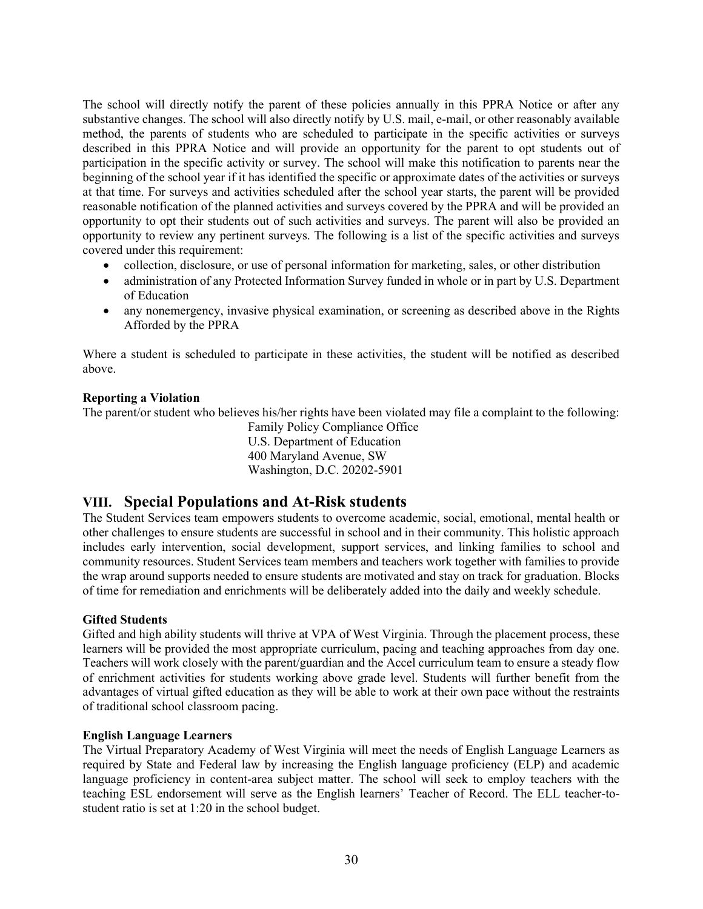The school will directly notify the parent of these policies annually in this PPRA Notice or after any substantive changes. The school will also directly notify by U.S. mail, e-mail, or other reasonably available method, the parents of students who are scheduled to participate in the specific activities or surveys described in this PPRA Notice and will provide an opportunity for the parent to opt students out of participation in the specific activity or survey. The school will make this notification to parents near the beginning of the school year if it has identified the specific or approximate dates of the activities or surveys at that time. For surveys and activities scheduled after the school year starts, the parent will be provided reasonable notification of the planned activities and surveys covered by the PPRA and will be provided an opportunity to opt their students out of such activities and surveys. The parent will also be provided an opportunity to review any pertinent surveys. The following is a list of the specific activities and surveys covered under this requirement:

- collection, disclosure, or use of personal information for marketing, sales, or other distribution
- administration of any Protected Information Survey funded in whole or in part by U.S. Department of Education
- any nonemergency, invasive physical examination, or screening as described above in the Rights Afforded by the PPRA

Where a student is scheduled to participate in these activities, the student will be notified as described above.

**Reporting a Violation**

The parent/or student who believes his/her rights have been violated may file a complaint to the following:

Family Policy Compliance Office
U.S. Department of Education
400 Maryland Avenue, SW
Washington, D.C. 20202-5901

## VIII. Special Populations and At-Risk students

The Student Services team empowers students to overcome academic, social, emotional, mental health or other challenges to ensure students are successful in school and in their community. This holistic approach includes early intervention, social development, support services, and linking families to school and community resources. Student Services team members and teachers work together with families to provide the wrap around supports needed to ensure students are motivated and stay on track for graduation. Blocks of time for remediation and enrichments will be deliberately added into the daily and weekly schedule.

**Gifted Students**

Gifted and high ability students will thrive at VPA of West Virginia. Through the placement process, these learners will be provided the most appropriate curriculum, pacing and teaching approaches from day one. Teachers will work closely with the parent/guardian and the Accel curriculum team to ensure a steady flow of enrichment activities for students working above grade level. Students will further benefit from the advantages of virtual gifted education as they will be able to work at their own pace without the restraints of traditional school classroom pacing.

**English Language Learners**

The Virtual Preparatory Academy of West Virginia will meet the needs of English Language Learners as required by State and Federal law by increasing the English language proficiency (ELP) and academic language proficiency in content-area subject matter. The school will seek to employ teachers with the teaching ESL endorsement will serve as the English learners' Teacher of Record. The ELL teacher-to-student ratio is set at 1:20 in the school budget.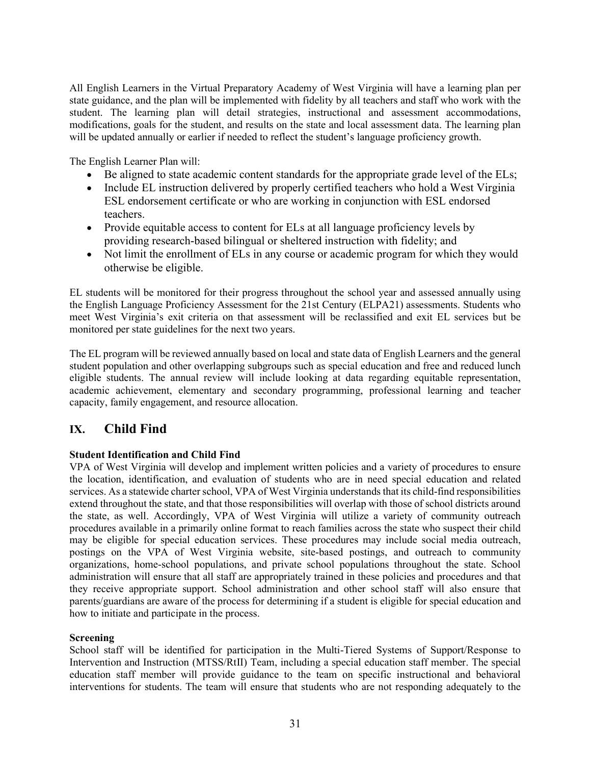All English Learners in the Virtual Preparatory Academy of West Virginia will have a learning plan per state guidance, and the plan will be implemented with fidelity by all teachers and staff who work with the student. The learning plan will detail strategies, instructional and assessment accommodations, modifications, goals for the student, and results on the state and local assessment data. The learning plan will be updated annually or earlier if needed to reflect the student's language proficiency growth.

The English Learner Plan will:

- Be aligned to state academic content standards for the appropriate grade level of the ELs;
- Include EL instruction delivered by properly certified teachers who hold a West Virginia ESL endorsement certificate or who are working in conjunction with ESL endorsed teachers.
- Provide equitable access to content for ELs at all language proficiency levels by providing research-based bilingual or sheltered instruction with fidelity; and
- Not limit the enrollment of ELs in any course or academic program for which they would otherwise be eligible.

EL students will be monitored for their progress throughout the school year and assessed annually using the English Language Proficiency Assessment for the 21st Century (ELPA21) assessments. Students who meet West Virginia's exit criteria on that assessment will be reclassified and exit EL services but be monitored per state guidelines for the next two years.

The EL program will be reviewed annually based on local and state data of English Learners and the general student population and other overlapping subgroups such as special education and free and reduced lunch eligible students. The annual review will include looking at data regarding equitable representation, academic achievement, elementary and secondary programming, professional learning and teacher capacity, family engagement, and resource allocation.

## IX. Child Find

**Student Identification and Child Find**

VPA of West Virginia will develop and implement written policies and a variety of procedures to ensure the location, identification, and evaluation of students who are in need special education and related services. As a statewide charter school, VPA of West Virginia understands that its child-find responsibilities extend throughout the state, and that those responsibilities will overlap with those of school districts around the state, as well. Accordingly, VPA of West Virginia will utilize a variety of community outreach procedures available in a primarily online format to reach families across the state who suspect their child may be eligible for special education services. These procedures may include social media outreach, postings on the VPA of West Virginia website, site-based postings, and outreach to community organizations, home-school populations, and private school populations throughout the state. School administration will ensure that all staff are appropriately trained in these policies and procedures and that they receive appropriate support. School administration and other school staff will also ensure that parents/guardians are aware of the process for determining if a student is eligible for special education and how to initiate and participate in the process.

**Screening**

School staff will be identified for participation in the Multi-Tiered Systems of Support/Response to Intervention and Instruction (MTSS/RtII) Team, including a special education staff member. The special education staff member will provide guidance to the team on specific instructional and behavioral interventions for students. The team will ensure that students who are not responding adequately to the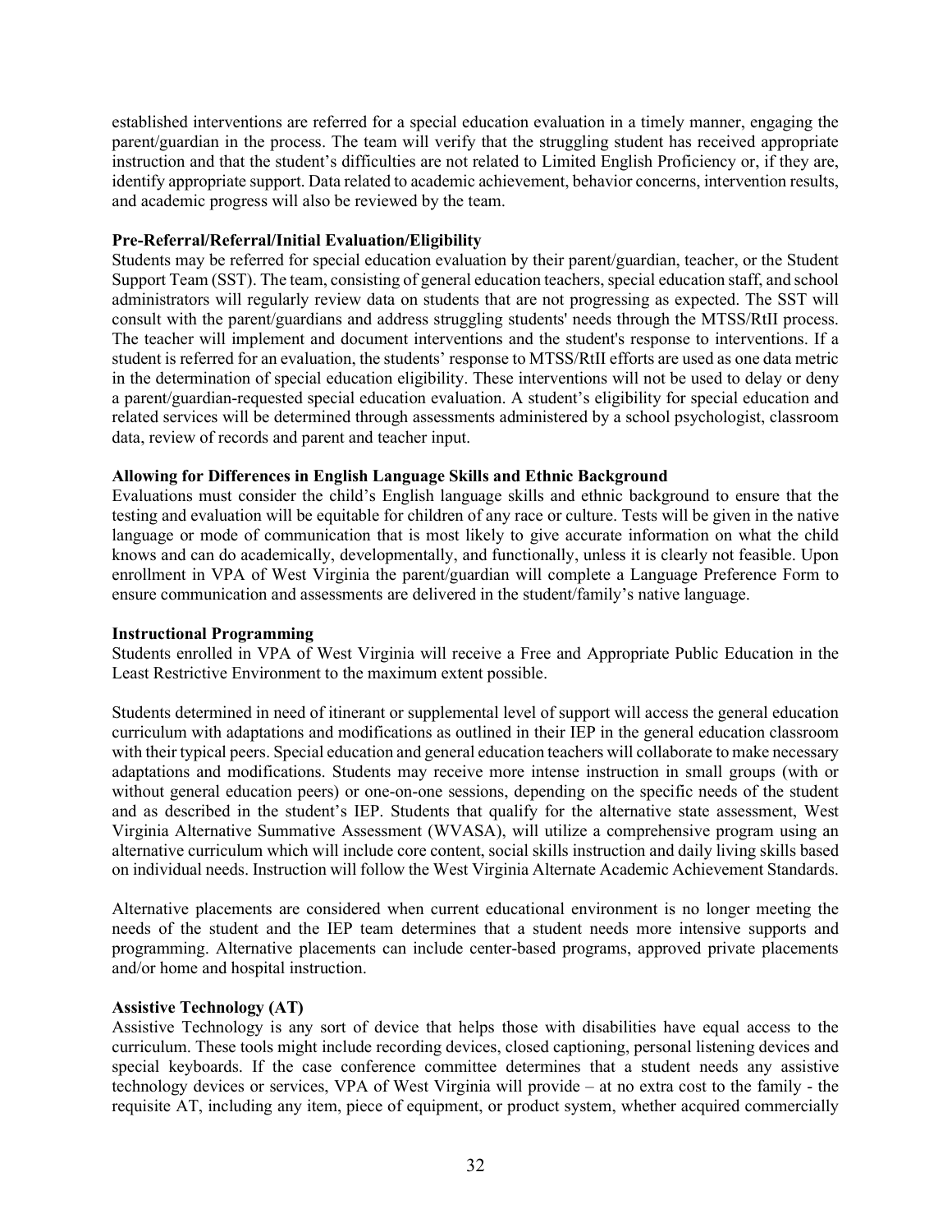established interventions are referred for a special education evaluation in a timely manner, engaging the parent/guardian in the process. The team will verify that the struggling student has received appropriate instruction and that the student's difficulties are not related to Limited English Proficiency or, if they are, identify appropriate support. Data related to academic achievement, behavior concerns, intervention results, and academic progress will also be reviewed by the team.

**Pre-Referral/Referral/Initial Evaluation/Eligibility**

Students may be referred for special education evaluation by their parent/guardian, teacher, or the Student Support Team (SST). The team, consisting of general education teachers, special education staff, and school administrators will regularly review data on students that are not progressing as expected. The SST will consult with the parent/guardians and address struggling students' needs through the MTSS/RtII process. The teacher will implement and document interventions and the student's response to interventions. If a student is referred for an evaluation, the students' response to MTSS/RtII efforts are used as one data metric in the determination of special education eligibility. These interventions will not be used to delay or deny a parent/guardian-requested special education evaluation. A student's eligibility for special education and related services will be determined through assessments administered by a school psychologist, classroom data, review of records and parent and teacher input.

**Allowing for Differences in English Language Skills and Ethnic Background**

Evaluations must consider the child's English language skills and ethnic background to ensure that the testing and evaluation will be equitable for children of any race or culture. Tests will be given in the native language or mode of communication that is most likely to give accurate information on what the child knows and can do academically, developmentally, and functionally, unless it is clearly not feasible. Upon enrollment in VPA of West Virginia the parent/guardian will complete a Language Preference Form to ensure communication and assessments are delivered in the student/family's native language.

**Instructional Programming**

Students enrolled in VPA of West Virginia will receive a Free and Appropriate Public Education in the Least Restrictive Environment to the maximum extent possible.

Students determined in need of itinerant or supplemental level of support will access the general education curriculum with adaptations and modifications as outlined in their IEP in the general education classroom with their typical peers. Special education and general education teachers will collaborate to make necessary adaptations and modifications. Students may receive more intense instruction in small groups (with or without general education peers) or one-on-one sessions, depending on the specific needs of the student and as described in the student's IEP. Students that qualify for the alternative state assessment, West Virginia Alternative Summative Assessment (WVASA), will utilize a comprehensive program using an alternative curriculum which will include core content, social skills instruction and daily living skills based on individual needs. Instruction will follow the West Virginia Alternate Academic Achievement Standards.

Alternative placements are considered when current educational environment is no longer meeting the needs of the student and the IEP team determines that a student needs more intensive supports and programming. Alternative placements can include center-based programs, approved private placements and/or home and hospital instruction.

**Assistive Technology (AT)**

Assistive Technology is any sort of device that helps those with disabilities have equal access to the curriculum. These tools might include recording devices, closed captioning, personal listening devices and special keyboards. If the case conference committee determines that a student needs any assistive technology devices or services, VPA of West Virginia will provide – at no extra cost to the family - the requisite AT, including any item, piece of equipment, or product system, whether acquired commercially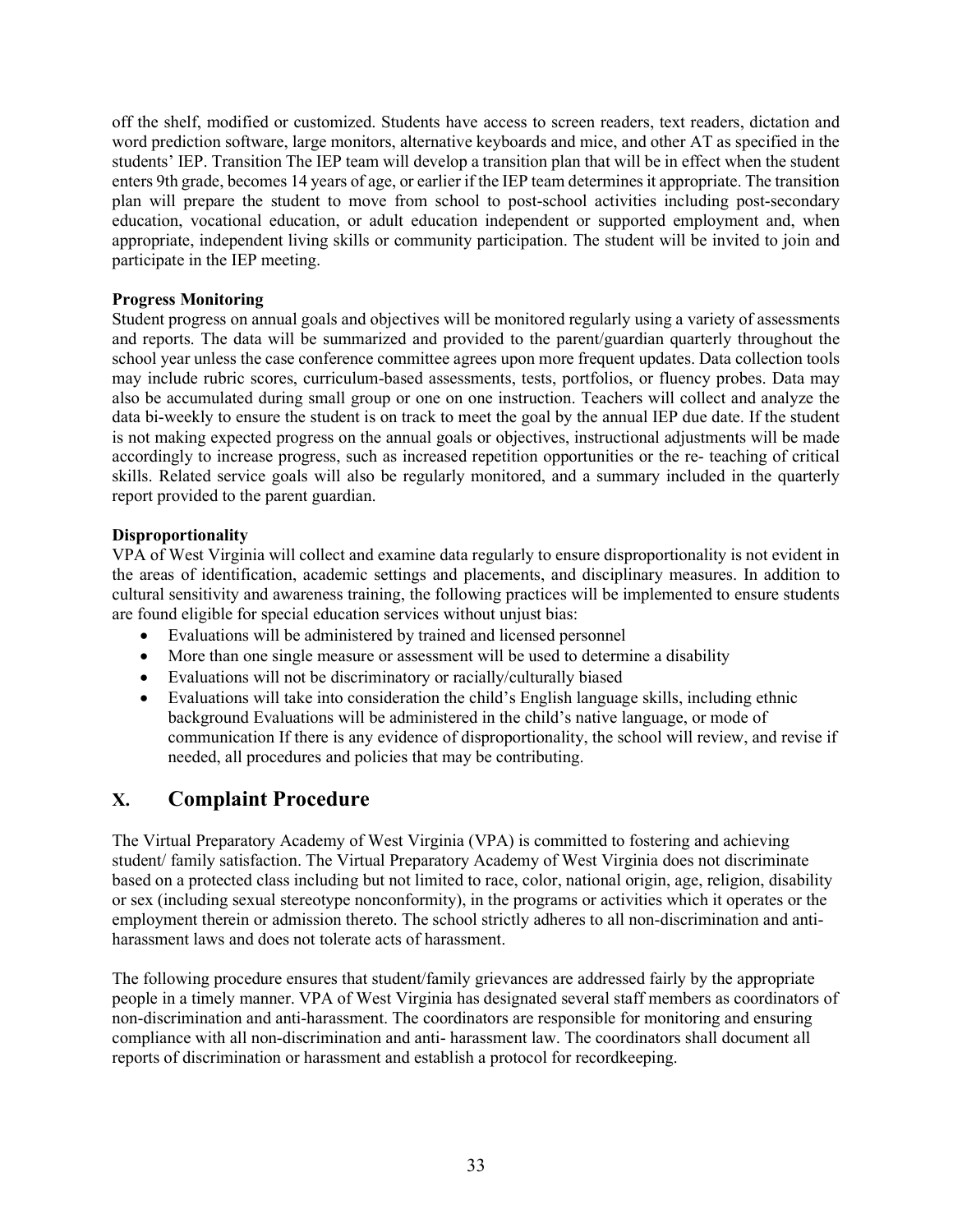off the shelf, modified or customized. Students have access to screen readers, text readers, dictation and word prediction software, large monitors, alternative keyboards and mice, and other AT as specified in the students' IEP. Transition The IEP team will develop a transition plan that will be in effect when the student enters 9th grade, becomes 14 years of age, or earlier if the IEP team determines it appropriate. The transition plan will prepare the student to move from school to post-school activities including post-secondary education, vocational education, or adult education independent or supported employment and, when appropriate, independent living skills or community participation. The student will be invited to join and participate in the IEP meeting.

**Progress Monitoring**

Student progress on annual goals and objectives will be monitored regularly using a variety of assessments and reports. The data will be summarized and provided to the parent/guardian quarterly throughout the school year unless the case conference committee agrees upon more frequent updates. Data collection tools may include rubric scores, curriculum-based assessments, tests, portfolios, or fluency probes. Data may also be accumulated during small group or one on one instruction. Teachers will collect and analyze the data bi-weekly to ensure the student is on track to meet the goal by the annual IEP due date. If the student is not making expected progress on the annual goals or objectives, instructional adjustments will be made accordingly to increase progress, such as increased repetition opportunities or the re- teaching of critical skills. Related service goals will also be regularly monitored, and a summary included in the quarterly report provided to the parent guardian.

**Disproportionality**

VPA of West Virginia will collect and examine data regularly to ensure disproportionality is not evident in the areas of identification, academic settings and placements, and disciplinary measures. In addition to cultural sensitivity and awareness training, the following practices will be implemented to ensure students are found eligible for special education services without unjust bias:

- Evaluations will be administered by trained and licensed personnel
- More than one single measure or assessment will be used to determine a disability
- Evaluations will not be discriminatory or racially/culturally biased
- Evaluations will take into consideration the child's English language skills, including ethnic background Evaluations will be administered in the child's native language, or mode of communication If there is any evidence of disproportionality, the school will review, and revise if needed, all procedures and policies that may be contributing.

## X. Complaint Procedure

The Virtual Preparatory Academy of West Virginia (VPA) is committed to fostering and achieving student/ family satisfaction. The Virtual Preparatory Academy of West Virginia does not discriminate based on a protected class including but not limited to race, color, national origin, age, religion, disability or sex (including sexual stereotype nonconformity), in the programs or activities which it operates or the employment therein or admission thereto. The school strictly adheres to all non-discrimination and anti-harassment laws and does not tolerate acts of harassment.

The following procedure ensures that student/family grievances are addressed fairly by the appropriate people in a timely manner. VPA of West Virginia has designated several staff members as coordinators of non-discrimination and anti-harassment. The coordinators are responsible for monitoring and ensuring compliance with all non-discrimination and anti- harassment law. The coordinators shall document all reports of discrimination or harassment and establish a protocol for recordkeeping.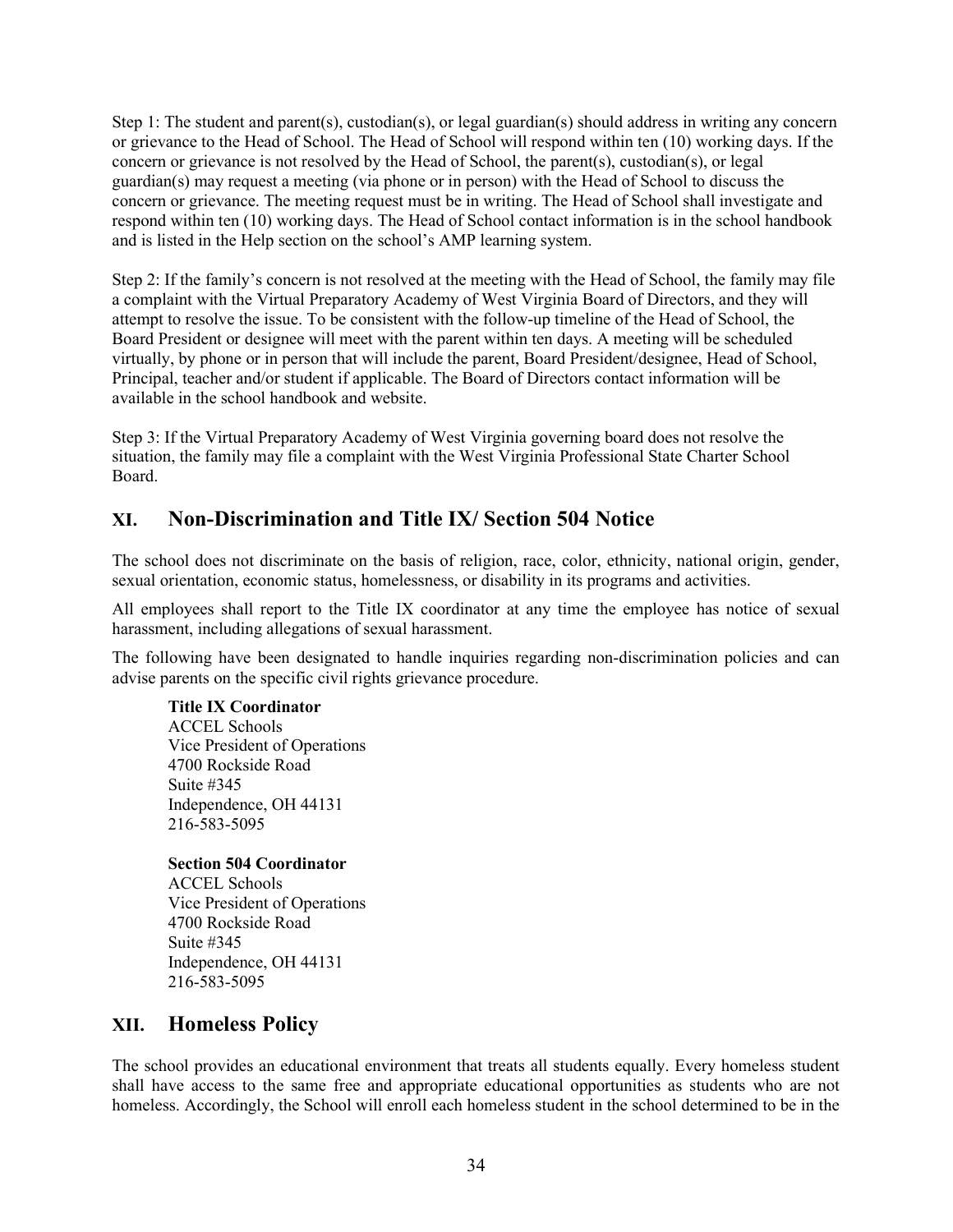Step 1: The student and parent(s), custodian(s), or legal guardian(s) should address in writing any concern or grievance to the Head of School. The Head of School will respond within ten (10) working days. If the concern or grievance is not resolved by the Head of School, the parent(s), custodian(s), or legal guardian(s) may request a meeting (via phone or in person) with the Head of School to discuss the concern or grievance. The meeting request must be in writing. The Head of School shall investigate and respond within ten (10) working days. The Head of School contact information is in the school handbook and is listed in the Help section on the school's AMP learning system.

Step 2: If the family's concern is not resolved at the meeting with the Head of School, the family may file a complaint with the Virtual Preparatory Academy of West Virginia Board of Directors, and they will attempt to resolve the issue. To be consistent with the follow-up timeline of the Head of School, the Board President or designee will meet with the parent within ten days. A meeting will be scheduled virtually, by phone or in person that will include the parent, Board President/designee, Head of School, Principal, teacher and/or student if applicable. The Board of Directors contact information will be available in the school handbook and website.

Step 3: If the Virtual Preparatory Academy of West Virginia governing board does not resolve the situation, the family may file a complaint with the West Virginia Professional State Charter School Board.

## XI. Non-Discrimination and Title IX/ Section 504 Notice

The school does not discriminate on the basis of religion, race, color, ethnicity, national origin, gender, sexual orientation, economic status, homelessness, or disability in its programs and activities.

All employees shall report to the Title IX coordinator at any time the employee has notice of sexual harassment, including allegations of sexual harassment.

The following have been designated to handle inquiries regarding non-discrimination policies and can advise parents on the specific civil rights grievance procedure.

**Title IX Coordinator**
ACCEL Schools
Vice President of Operations
4700 Rockside Road
Suite #345
Independence, OH 44131
216-583-5095

**Section 504 Coordinator**
ACCEL Schools
Vice President of Operations
4700 Rockside Road
Suite #345
Independence, OH 44131
216-583-5095

## XII. Homeless Policy

The school provides an educational environment that treats all students equally. Every homeless student shall have access to the same free and appropriate educational opportunities as students who are not homeless. Accordingly, the School will enroll each homeless student in the school determined to be in the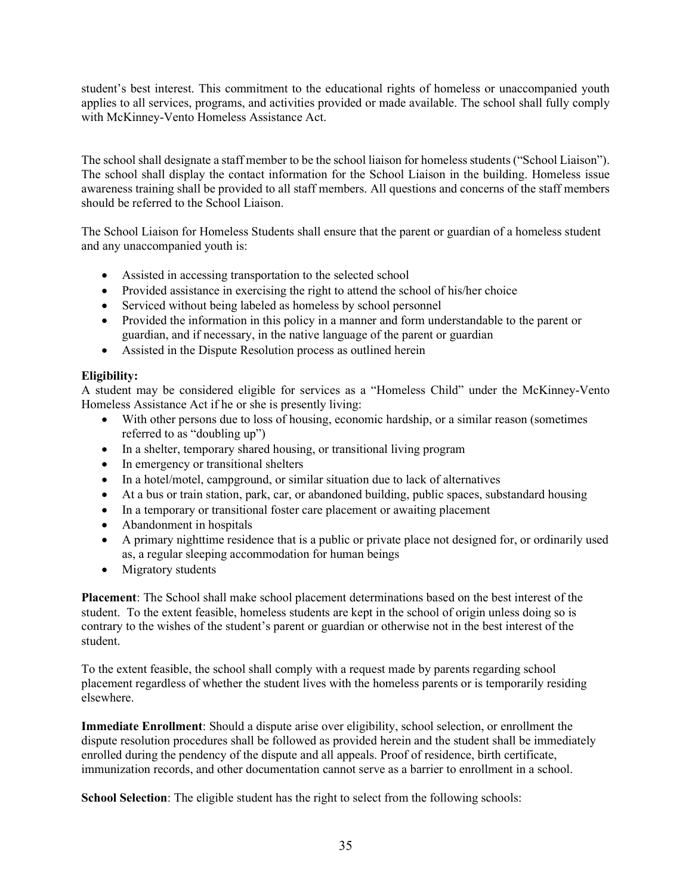student's best interest. This commitment to the educational rights of homeless or unaccompanied youth applies to all services, programs, and activities provided or made available. The school shall fully comply with McKinney-Vento Homeless Assistance Act.

The school shall designate a staff member to be the school liaison for homeless students ("School Liaison"). The school shall display the contact information for the School Liaison in the building. Homeless issue awareness training shall be provided to all staff members. All questions and concerns of the staff members should be referred to the School Liaison.

The School Liaison for Homeless Students shall ensure that the parent or guardian of a homeless student and any unaccompanied youth is:

- Assisted in accessing transportation to the selected school
- Provided assistance in exercising the right to attend the school of his/her choice
- Serviced without being labeled as homeless by school personnel
- Provided the information in this policy in a manner and form understandable to the parent or guardian, and if necessary, in the native language of the parent or guardian
- Assisted in the Dispute Resolution process as outlined herein

**Eligibility:**
A student may be considered eligible for services as a "Homeless Child" under the McKinney-Vento Homeless Assistance Act if he or she is presently living:

- With other persons due to loss of housing, economic hardship, or a similar reason (sometimes referred to as "doubling up")
- In a shelter, temporary shared housing, or transitional living program
- In emergency or transitional shelters
- In a hotel/motel, campground, or similar situation due to lack of alternatives
- At a bus or train station, park, car, or abandoned building, public spaces, substandard housing
- In a temporary or transitional foster care placement or awaiting placement
- Abandonment in hospitals
- A primary nighttime residence that is a public or private place not designed for, or ordinarily used as, a regular sleeping accommodation for human beings
- Migratory students

**Placement**: The School shall make school placement determinations based on the best interest of the student. To the extent feasible, homeless students are kept in the school of origin unless doing so is contrary to the wishes of the student's parent or guardian or otherwise not in the best interest of the student.

To the extent feasible, the school shall comply with a request made by parents regarding school placement regardless of whether the student lives with the homeless parents or is temporarily residing elsewhere.

**Immediate Enrollment**: Should a dispute arise over eligibility, school selection, or enrollment the dispute resolution procedures shall be followed as provided herein and the student shall be immediately enrolled during the pendency of the dispute and all appeals. Proof of residence, birth certificate, immunization records, and other documentation cannot serve as a barrier to enrollment in a school.

**School Selection**: The eligible student has the right to select from the following schools: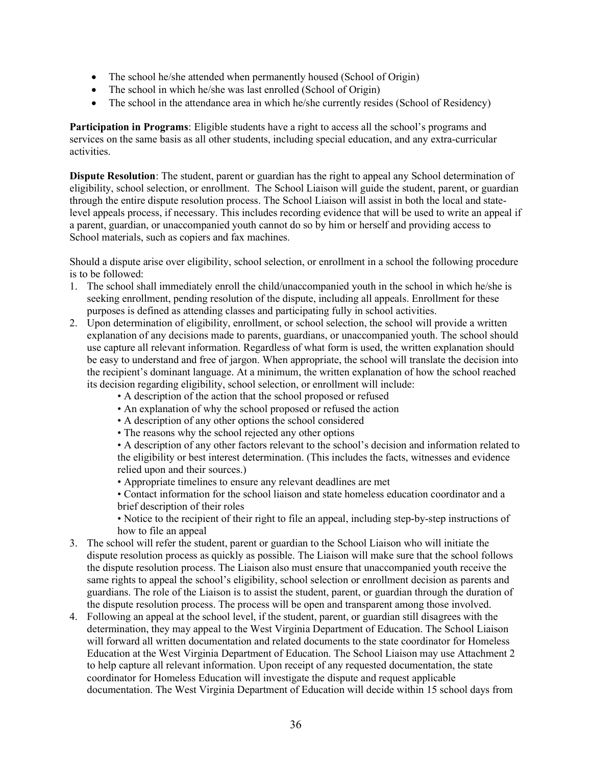- The school he/she attended when permanently housed (School of Origin)
- The school in which he/she was last enrolled (School of Origin)
- The school in the attendance area in which he/she currently resides (School of Residency)

**Participation in Programs**: Eligible students have a right to access all the school's programs and services on the same basis as all other students, including special education, and any extra-curricular activities.

**Dispute Resolution**: The student, parent or guardian has the right to appeal any School determination of eligibility, school selection, or enrollment. The School Liaison will guide the student, parent, or guardian through the entire dispute resolution process. The School Liaison will assist in both the local and state-level appeals process, if necessary. This includes recording evidence that will be used to write an appeal if a parent, guardian, or unaccompanied youth cannot do so by him or herself and providing access to School materials, such as copiers and fax machines.

Should a dispute arise over eligibility, school selection, or enrollment in a school the following procedure is to be followed:

1. The school shall immediately enroll the child/unaccompanied youth in the school in which he/she is seeking enrollment, pending resolution of the dispute, including all appeals. Enrollment for these purposes is defined as attending classes and participating fully in school activities.
2. Upon determination of eligibility, enrollment, or school selection, the school will provide a written explanation of any decisions made to parents, guardians, or unaccompanied youth. The school should use capture all relevant information. Regardless of what form is used, the written explanation should be easy to understand and free of jargon. When appropriate, the school will translate the decision into the recipient's dominant language. At a minimum, the written explanation of how the school reached its decision regarding eligibility, school selection, or enrollment will include:
   - A description of the action that the school proposed or refused
   - An explanation of why the school proposed or refused the action
   - A description of any other options the school considered
   - The reasons why the school rejected any other options
   - A description of any other factors relevant to the school's decision and information related to the eligibility or best interest determination. (This includes the facts, witnesses and evidence relied upon and their sources.)
   - Appropriate timelines to ensure any relevant deadlines are met
   - Contact information for the school liaison and state homeless education coordinator and a brief description of their roles
   - Notice to the recipient of their right to file an appeal, including step-by-step instructions of how to file an appeal
3. The school will refer the student, parent or guardian to the School Liaison who will initiate the dispute resolution process as quickly as possible. The Liaison will make sure that the school follows the dispute resolution process. The Liaison also must ensure that unaccompanied youth receive the same rights to appeal the school's eligibility, school selection or enrollment decision as parents and guardians. The role of the Liaison is to assist the student, parent, or guardian through the duration of the dispute resolution process. The process will be open and transparent among those involved.
4. Following an appeal at the school level, if the student, parent, or guardian still disagrees with the determination, they may appeal to the West Virginia Department of Education. The School Liaison will forward all written documentation and related documents to the state coordinator for Homeless Education at the West Virginia Department of Education. The School Liaison may use Attachment 2 to help capture all relevant information. Upon receipt of any requested documentation, the state coordinator for Homeless Education will investigate the dispute and request applicable documentation. The West Virginia Department of Education will decide within 15 school days from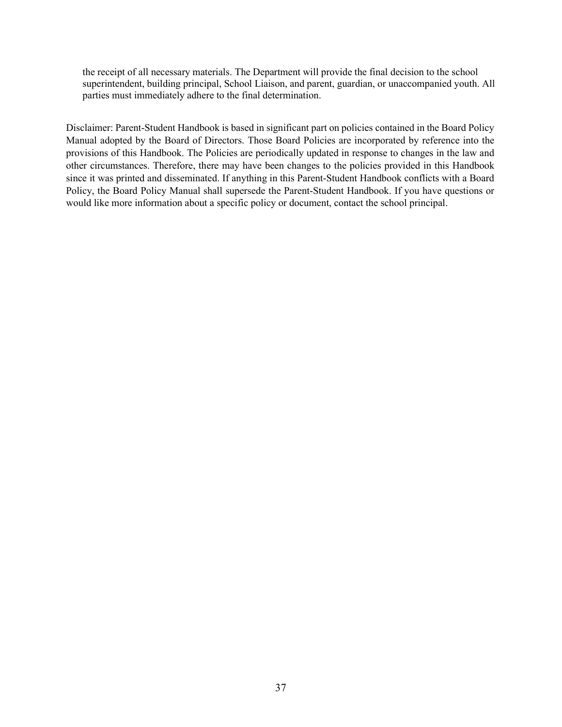the receipt of all necessary materials. The Department will provide the final decision to the school superintendent, building principal, School Liaison, and parent, guardian, or unaccompanied youth. All parties must immediately adhere to the final determination.

Disclaimer: Parent-Student Handbook is based in significant part on policies contained in the Board Policy Manual adopted by the Board of Directors. Those Board Policies are incorporated by reference into the provisions of this Handbook. The Policies are periodically updated in response to changes in the law and other circumstances. Therefore, there may have been changes to the policies provided in this Handbook since it was printed and disseminated. If anything in this Parent-Student Handbook conflicts with a Board Policy, the Board Policy Manual shall supersede the Parent-Student Handbook. If you have questions or would like more information about a specific policy or document, contact the school principal.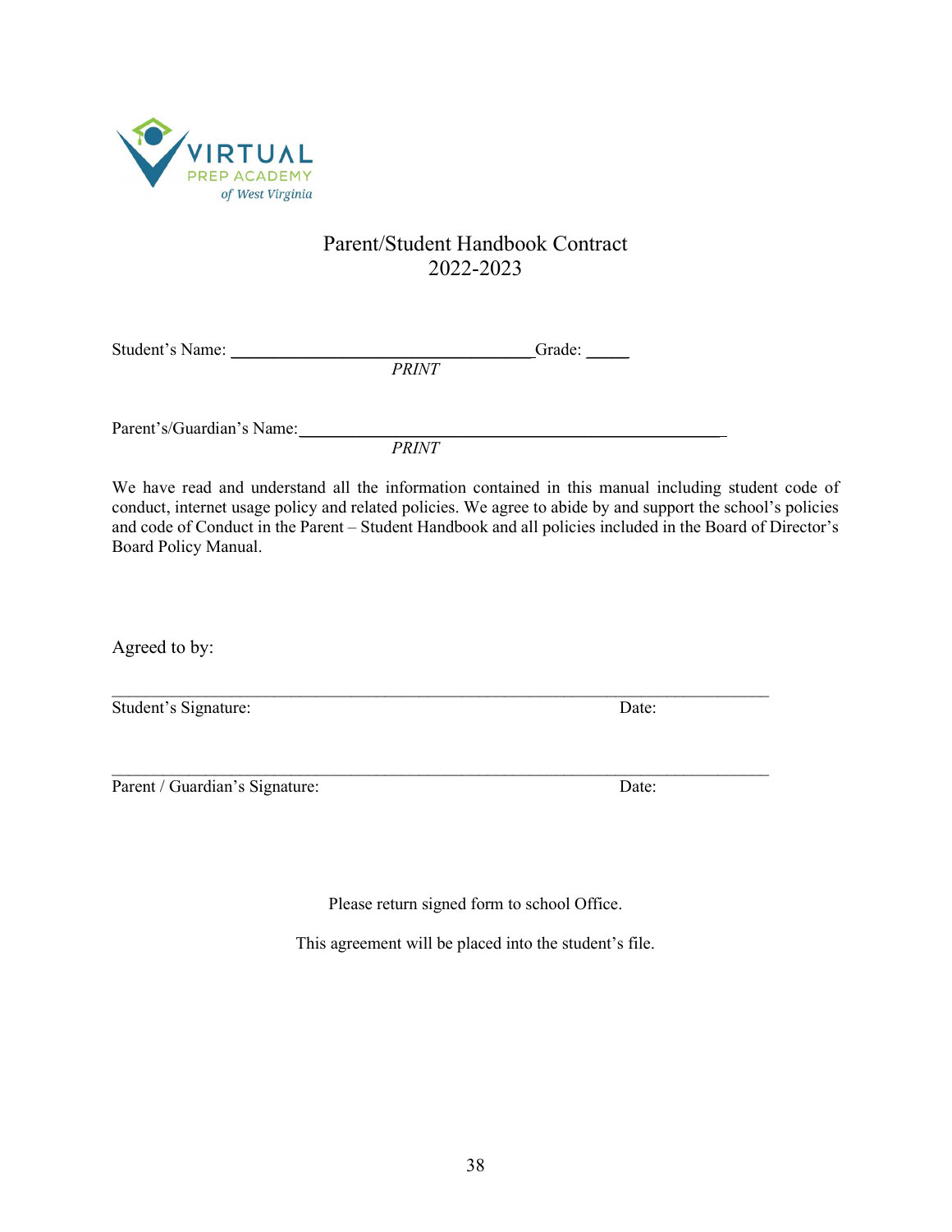VIRTUAL PREP ACADEMY of West Virginia

# Parent/Student Handbook Contract
## 2022-2023

Student's Name: ______________________________________ Grade: _____
*PRINT*

Parent's/Guardian's Name: ______________________________________________________
*PRINT*

We have read and understand all the information contained in this manual including student code of conduct, internet usage policy and related policies. We agree to abide by and support the school's policies and code of Conduct in the Parent – Student Handbook and all policies included in the Board of Director's Board Policy Manual.

Agreed to by:

_____________________________________________________________________________
Student's Signature: Date:

_____________________________________________________________________________
Parent / Guardian's Signature: Date:

Please return signed form to school Office.

This agreement will be placed into the student's file.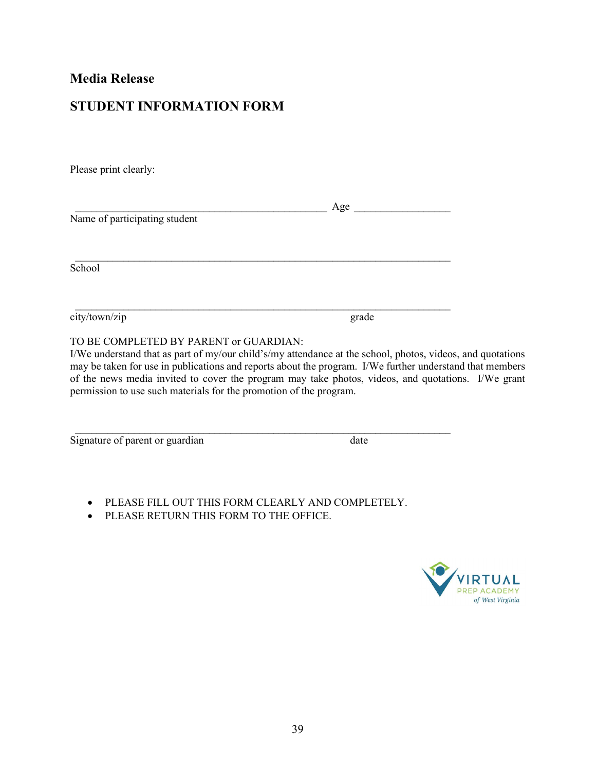## Media Release

## STUDENT INFORMATION FORM

Please print clearly:

_______________________________________________ Age _________________

Name of participating student

______________________________________________________________________

School

______________________________________________________________________

city/town/zip grade

TO BE COMPLETED BY PARENT or GUARDIAN:

I/We understand that as part of my/our child's/my attendance at the school, photos, videos, and quotations may be taken for use in publications and reports about the program. I/We further understand that members of the news media invited to cover the program may take photos, videos, and quotations. I/We grant permission to use such materials for the promotion of the program.

______________________________________________________________________

Signature of parent or guardian date

- PLEASE FILL OUT THIS FORM CLEARLY AND COMPLETELY.
- PLEASE RETURN THIS FORM TO THE OFFICE.

VIRTUAL PREP ACADEMY *of West Virginia*